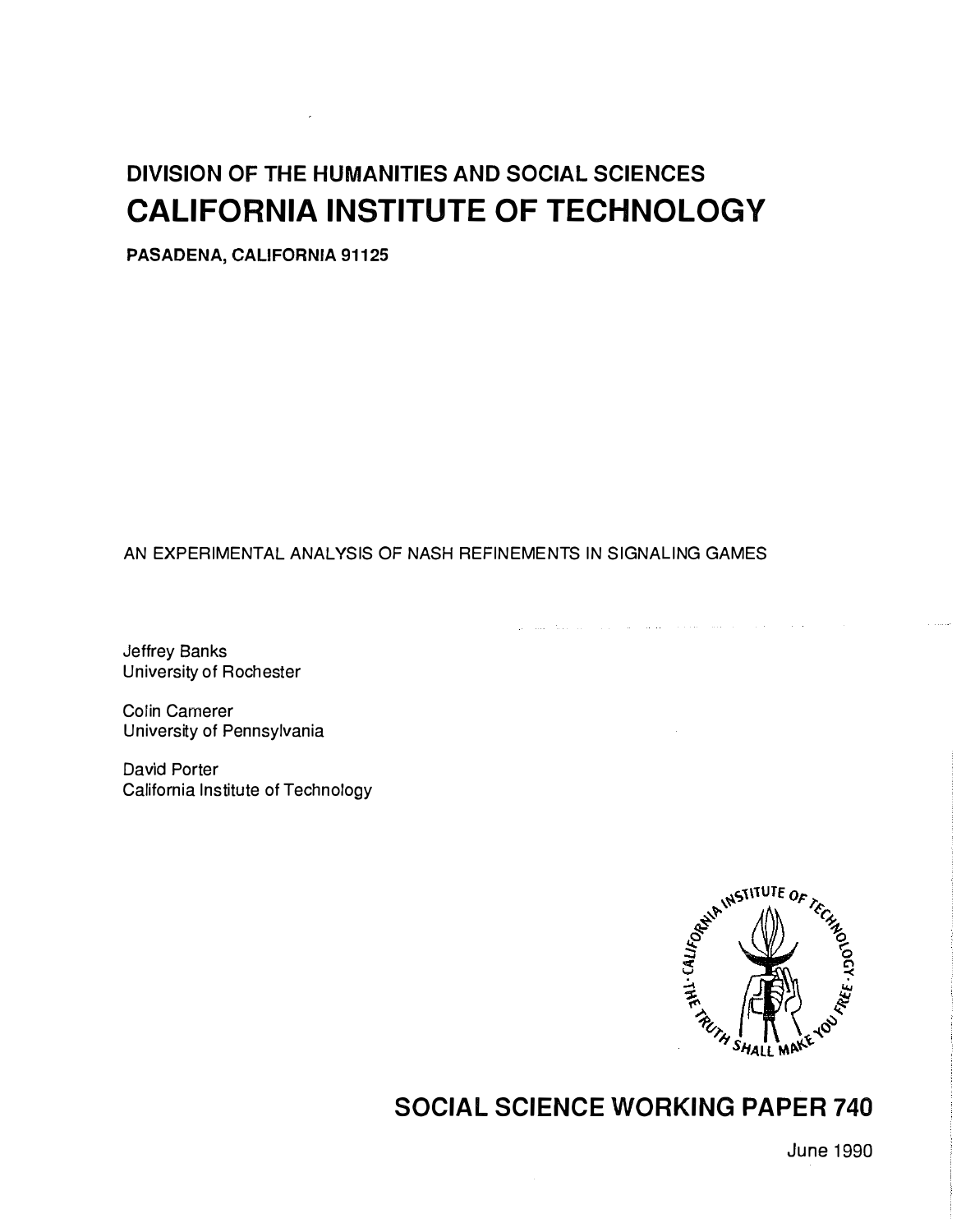# DIVISION OF THE HUMANITIES AND SOCIAL SCIENCES

# CALIFORNIA INSTITUTE OF TECHNOLOGY

**PASADENA, CALIFORNIA 91125**

AN EXPERIMENTAL ANALYSIS OF NASH REFINEMENTS IN SIGNALING GAMES

Jeffrey Banks
University of Rochester

Colin Camerer
University of Pennsylvania

David Porter
California Institute of Technology

## SOCIAL SCIENCE WORKING PAPER 740

June 1990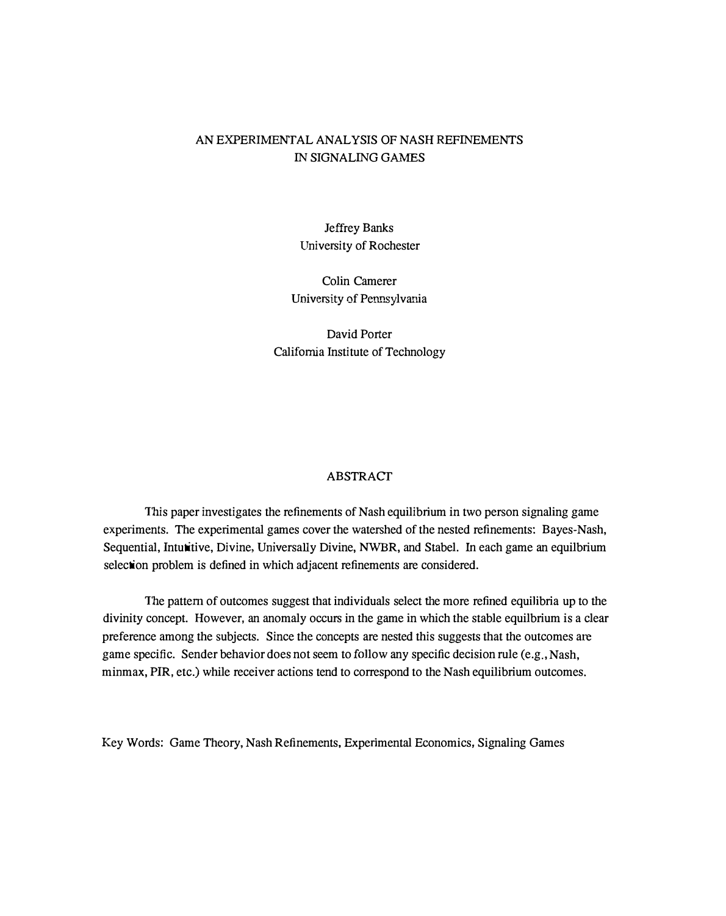# AN EXPERIMENTAL ANALYSIS OF NASH REFINEMENTS IN SIGNALING GAMES

Jeffrey Banks
University of Rochester

Colin Camerer
University of Pennsylvania

David Porter
California Institute of Technology

## ABSTRACT

This paper investigates the refinements of Nash equilibrium in two person signaling game experiments. The experimental games cover the watershed of the nested refinements: Bayes-Nash, Sequential, Intuitive, Divine, Universally Divine, NWBR, and Stabel. In each game an equilbrium selection problem is defined in which adjacent refinements are considered.

The pattern of outcomes suggest that individuals select the more refined equilibria up to the divinity concept. However, an anomaly occurs in the game in which the stable equilbrium is a clear preference among the subjects. Since the concepts are nested this suggests that the outcomes are game specific. Sender behavior does not seem to follow any specific decision rule (e.g., Nash, minmax, PIR, etc.) while receiver actions tend to correspond to the Nash equilibrium outcomes.

Key Words: Game Theory, Nash Refinements, Experimental Economics, Signaling Games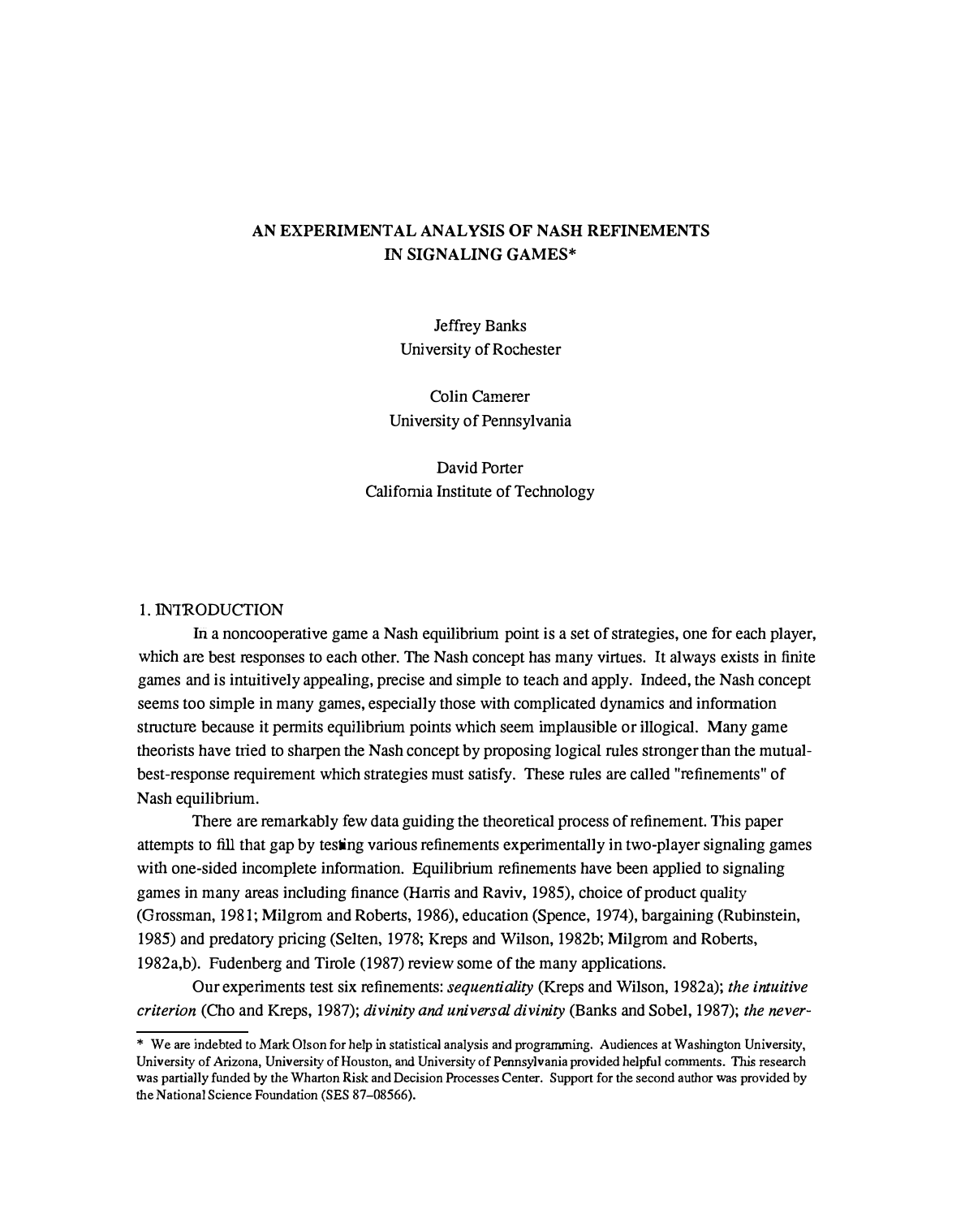# AN EXPERIMENTAL ANALYSIS OF NASH REFINEMENTS IN SIGNALING GAMES*

Jeffrey Banks
University of Rochester

Colin Camerer
University of Pennsylvania

David Porter
California Institute of Technology

## 1. INTRODUCTION

In a noncooperative game a Nash equilibrium point is a set of strategies, one for each player, which are best responses to each other. The Nash concept has many virtues. It always exists in finite games and is intuitively appealing, precise and simple to teach and apply. Indeed, the Nash concept seems too simple in many games, especially those with complicated dynamics and information structure because it permits equilibrium points which seem implausible or illogical. Many game theorists have tried to sharpen the Nash concept by proposing logical rules stronger than the mutual-best-response requirement which strategies must satisfy. These rules are called "refinements" of Nash equilibrium.

There are remarkably few data guiding the theoretical process of refinement. This paper attempts to fill that gap by testing various refinements experimentally in two-player signaling games with one-sided incomplete information. Equilibrium refinements have been applied to signaling games in many areas including finance (Harris and Raviv, 1985), choice of product quality (Grossman, 1981; Milgrom and Roberts, 1986), education (Spence, 1974), bargaining (Rubinstein, 1985) and predatory pricing (Selten, 1978; Kreps and Wilson, 1982b; Milgrom and Roberts, 1982a,b). Fudenberg and Tirole (1987) review some of the many applications.

Our experiments test six refinements: *sequentiality* (Kreps and Wilson, 1982a); *the intuitive criterion* (Cho and Kreps, 1987); *divinity and universal divinity* (Banks and Sobel, 1987); *the never-*

---

\* We are indebted to Mark Olson for help in statistical analysis and programming. Audiences at Washington University, University of Arizona, University of Houston, and University of Pennsylvania provided helpful comments. This research was partially funded by the Wharton Risk and Decision Processes Center. Support for the second author was provided by the National Science Foundation (SES 87–08566).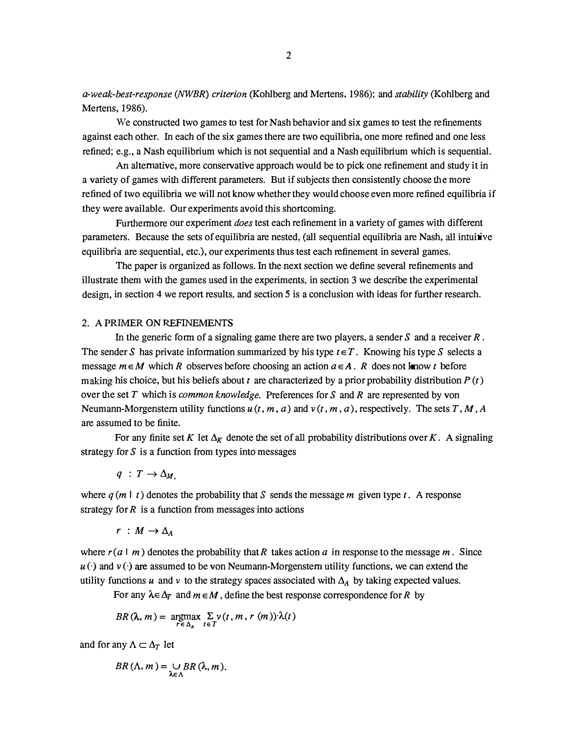*a-weak-best-response* (*NWBR*) *criterion* (Kohlberg and Mertens, 1986); and *stability* (Kohlberg and Mertens, 1986).

We constructed two games to test for Nash behavior and six games to test the refinements against each other. In each of the six games there are two equilibria, one more refined and one less refined; e.g., a Nash equilibrium which is not sequential and a Nash equilibrium which is sequential.

An alternative, more conservative approach would be to pick one refinement and study it in a variety of games with different parameters. But if subjects then consistently choose the more refined of two equilibria we will not know whether they would choose even more refined equilibria if they were available. Our experiments avoid this shortcoming.

Furthermore our experiment *does* test each refinement in a variety of games with different parameters. Because the sets of equilibria are nested, (all sequential equilibria are Nash, all intuitive equilibria are sequential, etc.), our experiments thus test each refinement in several games.

The paper is organized as follows. In the next section we define several refinements and illustrate them with the games used in the experiments, in section 3 we describe the experimental design, in section 4 we report results, and section 5 is a conclusion with ideas for further research.

## 2. A PRIMER ON REFINEMENTS

In the generic form of a signaling game there are two players, a sender $S$ and a receiver $R$. The sender $S$ has private information summarized by his type $t \in T$. Knowing his type $S$ selects a message $m \in M$ which $R$ observes before choosing an action $a \in A$. $R$ does not know $t$ before making his choice, but his beliefs about $t$ are characterized by a prior probability distribution $P(t)$ over the set $T$ which is *common knowledge*. Preferences for $S$ and $R$ are represented by von Neumann-Morgenstern utility functions $u(t, m, a)$ and $v(t, m, a)$, respectively. The sets $T, M, A$ are assumed to be finite.

For any finite set $K$ let $\Delta_K$ denote the set of all probability distributions over $K$. A signaling strategy for $S$ is a function from types into messages

$$q \; : T \rightarrow \Delta_M,$$

where $q(m \mid t)$ denotes the probability that $S$ sends the message $m$ given type $t$. A response strategy for $R$ is a function from messages into actions

$$r \; : M \rightarrow \Delta_A$$

where $r(a \mid m)$ denotes the probability that $R$ takes action $a$ in response to the message $m$. Since $u(\cdot)$ and $v(\cdot)$ are assumed to be von Neumann-Morgenstern utility functions, we can extend the utility functions $u$ and $v$ to the strategy spaces associated with $\Delta_A$ by taking expected values.

For any $\lambda \in \Delta_T$ and $m \in M$, define the best response correspondence for $R$ by

$$BR(\lambda, m) = \underset{r \in \Delta_A}{\operatorname{argmax}} \sum_{t \in T} v(t, m, r(m)) \cdot \lambda(t)$$

and for any $\Lambda \subset \Delta_T$ let

$$BR(\Lambda, m) = \bigcup_{\lambda \in \Lambda} BR(\lambda, m).$$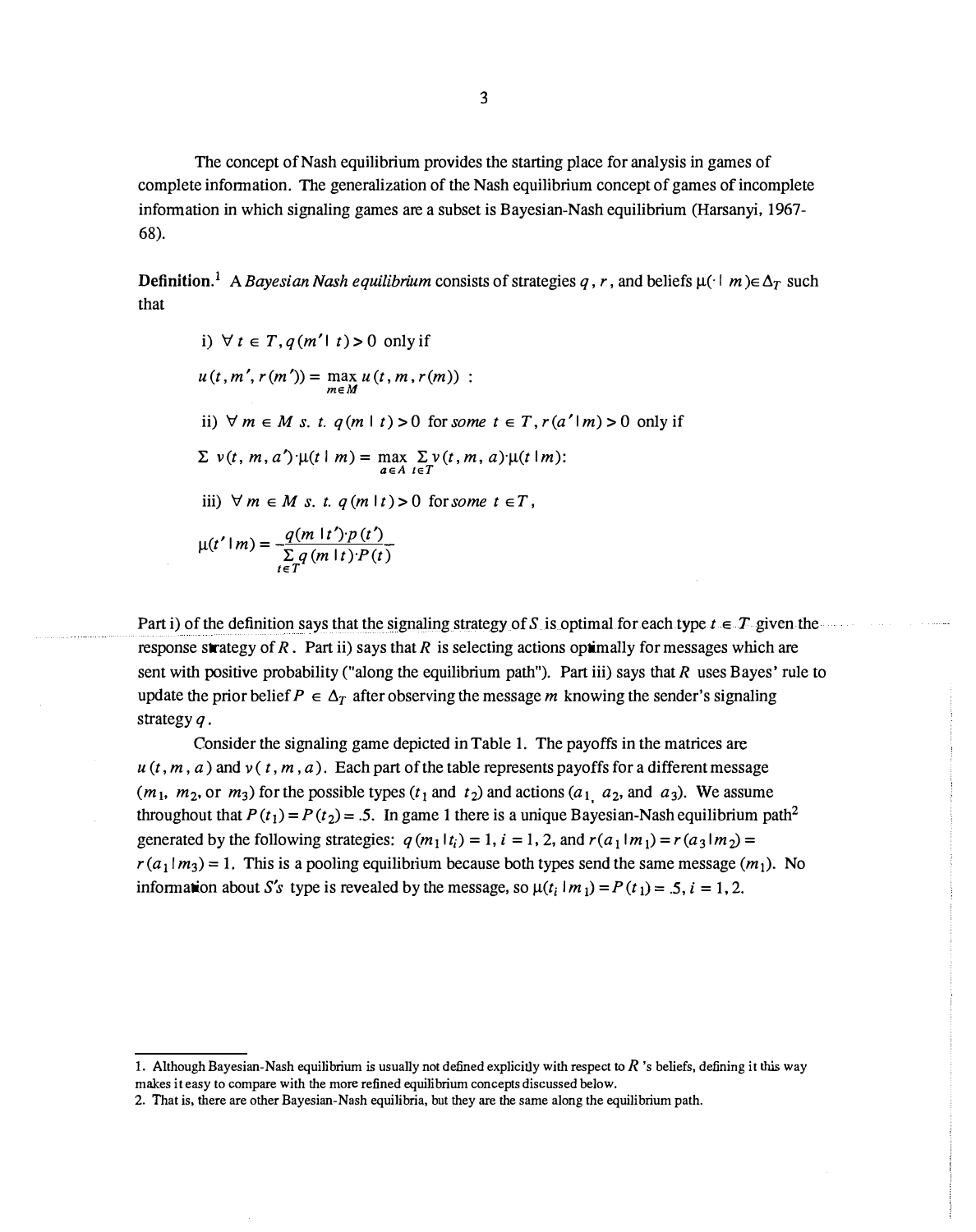The concept of Nash equilibrium provides the starting place for analysis in games of complete information. The generalization of the Nash equilibrium concept of games of incomplete information in which signaling games are a subset is Bayesian-Nash equilibrium (Harsanyi, 1967-68).

**Definition.**[1] A *Bayesian Nash equilibrium* consists of strategies $q$, $r$, and beliefs $\mu(\cdot \mid m) \in \Delta_T$ such that

i) $\forall\, t \in T, q(m' \mid t) > 0$ only if

$$u(t, m', r(m')) = \max_{m \in M} u(t, m, r(m)) \ :$$

ii) $\forall\, m \in M$ *s. t.* $q(m \mid t) > 0$ for *some* $t \in T$, $r(a' \mid m) > 0$ only if

$$\Sigma\ v(t, m, a') \cdot \mu(t \mid m) = \max_{a \in A} \sum_{t \in T} v(t, m, a) \cdot \mu(t \mid m):$$

iii) $\forall\, m \in M$ *s. t.* $q(m \mid t) > 0$ for *some* $t \in T$,

$$\mu(t' \mid m) = \frac{q(m \mid t') \cdot p(t')}{\sum_{t \in T} q(m \mid t) \cdot P(t)}$$

Part i) of the definition says that the signaling strategy of $S$ is optimal for each type $t \in T$ given the response strategy of $R$. Part ii) says that $R$ is selecting actions optimally for messages which are sent with positive probability ("along the equilibrium path"). Part iii) says that $R$ uses Bayes' rule to update the prior belief $P \in \Delta_T$ after observing the message $m$ knowing the sender's signaling strategy $q$.

Consider the signaling game depicted in Table 1. The payoffs in the matrices are $u(t, m, a)$ and $v(t, m, a)$. Each part of the table represents payoffs for a different message ($m_1$, $m_2$, or $m_3$) for the possible types ($t_1$ and $t_2$) and actions ($a_1$, $a_2$, and $a_3$). We assume throughout that $P(t_1) = P(t_2) = .5$. In game 1 there is a unique Bayesian-Nash equilibrium path[2] generated by the following strategies: $q(m_1 \mid t_i) = 1, i = 1, 2$, and $r(a_1 \mid m_1) = r(a_3 \mid m_2) = r(a_1 \mid m_3) = 1$. This is a pooling equilibrium because both types send the same message ($m_1$). No information about $S$'s type is revealed by the message, so $\mu(t_i \mid m_1) = P(t_1) = .5, i = 1, 2$.

---

1. Although Bayesian-Nash equilibrium is usually not defined explicitly with respect to $R$ 's beliefs, defining it this way makes it easy to compare with the more refined equilibrium concepts discussed below.

2. That is, there are other Bayesian-Nash equilibria, but they are the same along the equilibrium path.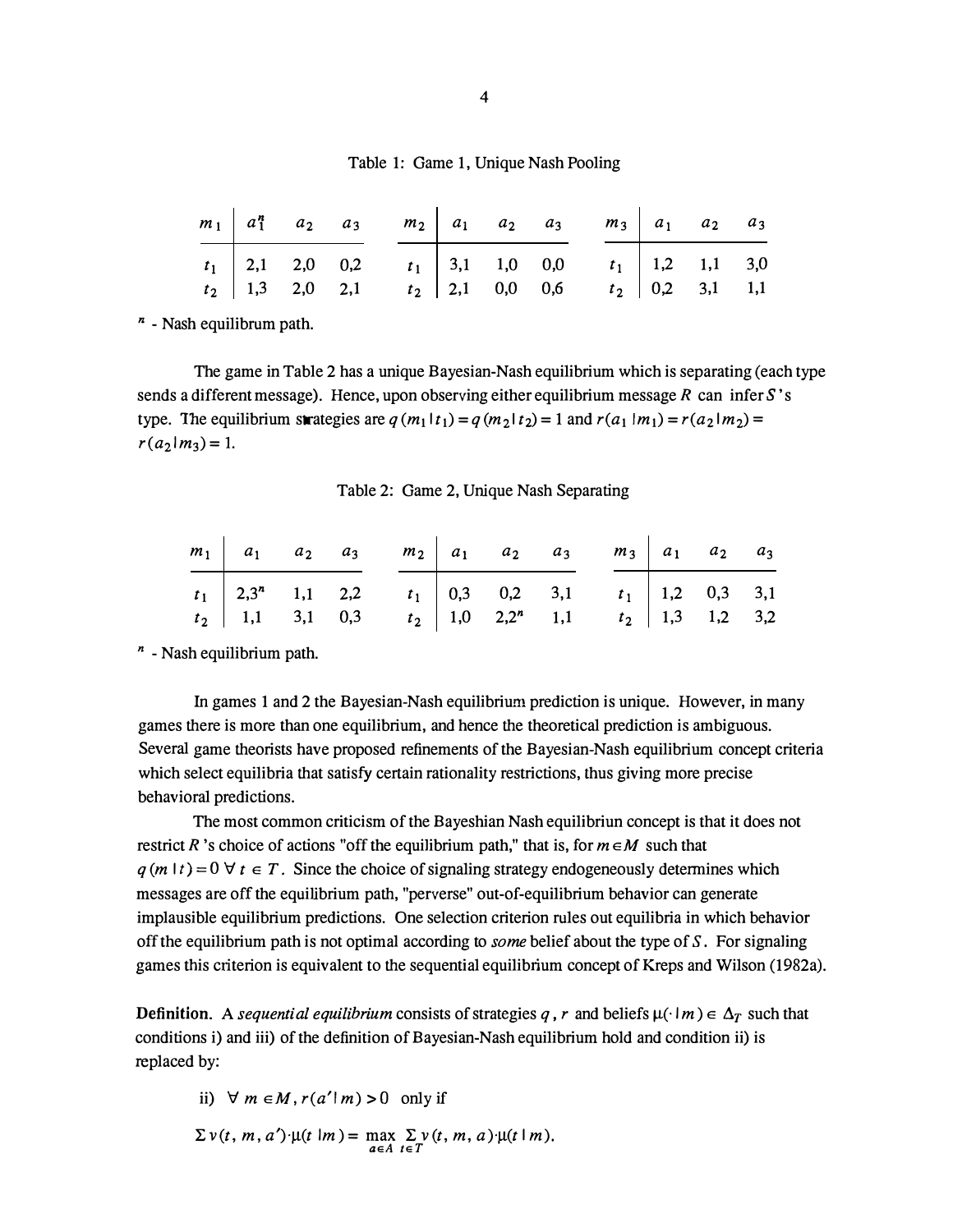Table 1: Game 1, Unique Nash Pooling

| $m_1$ | $a_1^n$ | $a_2$ | $a_3$ |
|---|---|---|---|
| $t_1$ | 2,1 | 2,0 | 0,2 |
| $t_2$ | 1,3 | 2,0 | 2,1 |

| $m_2$ | $a_1$ | $a_2$ | $a_3$ |
|---|---|---|---|
| $t_1$ | 3,1 | 1,0 | 0,0 |
| $t_2$ | 2,1 | 0,0 | 0,6 |

| $m_3$ | $a_1$ | $a_2$ | $a_3$ |
|---|---|---|---|
| $t_1$ | 1,2 | 1,1 | 3,0 |
| $t_2$ | 0,2 | 3,1 | 1,1 |

$^n$ - Nash equilibrum path.

The game in Table 2 has a unique Bayesian-Nash equilibrium which is separating (each type sends a different message). Hence, upon observing either equilibrium message $R$ can infer $S$'s type. The equilibrium strategies are $q(m_1 | t_1) = q(m_2 | t_2) = 1$ and $r(a_1 | m_1) = r(a_2 | m_2) = r(a_2 | m_3) = 1$.

Table 2: Game 2, Unique Nash Separating

| $m_1$ | $a_1$ | $a_2$ | $a_3$ |
|---|---|---|---|
| $t_1$ | 2,3$^n$ | 1,1 | 2,2 |
| $t_2$ | 1,1 | 3,1 | 0,3 |

| $m_2$ | $a_1$ | $a_2$ | $a_3$ |
|---|---|---|---|
| $t_1$ | 0,3 | 0,2 | 3,1 |
| $t_2$ | 1,0 | 2,2$^n$ | 1,1 |

| $m_3$ | $a_1$ | $a_2$ | $a_3$ |
|---|---|---|---|
| $t_1$ | 1,2 | 0,3 | 3,1 |
| $t_2$ | 1,3 | 1,2 | 3,2 |

$^n$ - Nash equilibrium path.

In games 1 and 2 the Bayesian-Nash equilibrium prediction is unique. However, in many games there is more than one equilibrium, and hence the theoretical prediction is ambiguous. Several game theorists have proposed refinements of the Bayesian-Nash equilibrium concept criteria which select equilibria that satisfy certain rationality restrictions, thus giving more precise behavioral predictions.

The most common criticism of the Bayeshian Nash equilibriun concept is that it does not restrict $R$'s choice of actions "off the equilibrium path," that is, for $m \in M$ such that $q(m | t) = 0 \; \forall \; t \in T$. Since the choice of signaling strategy endogeneously determines which messages are off the equilibrium path, "perverse" out-of-equilibrium behavior can generate implausible equilibrium predictions. One selection criterion rules out equilibria in which behavior off the equilibrium path is not optimal according to *some* belief about the type of $S$. For signaling games this criterion is equivalent to the sequential equilibrium concept of Kreps and Wilson (1982a).

**Definition.** A *sequential equilibrium* consists of strategies $q$, $r$ and beliefs $\mu(\cdot | m) \in \Delta_T$ such that conditions i) and iii) of the definition of Bayesian-Nash equilibrium hold and condition ii) is replaced by:

ii) $\forall \; m \in M, r(a' | m) > 0$ only if

$$\Sigma \, v(t, m, a') \cdot \mu(t | m) = \max_{a \in A} \sum_{t \in T} v(t, m, a) \cdot \mu(t | m).$$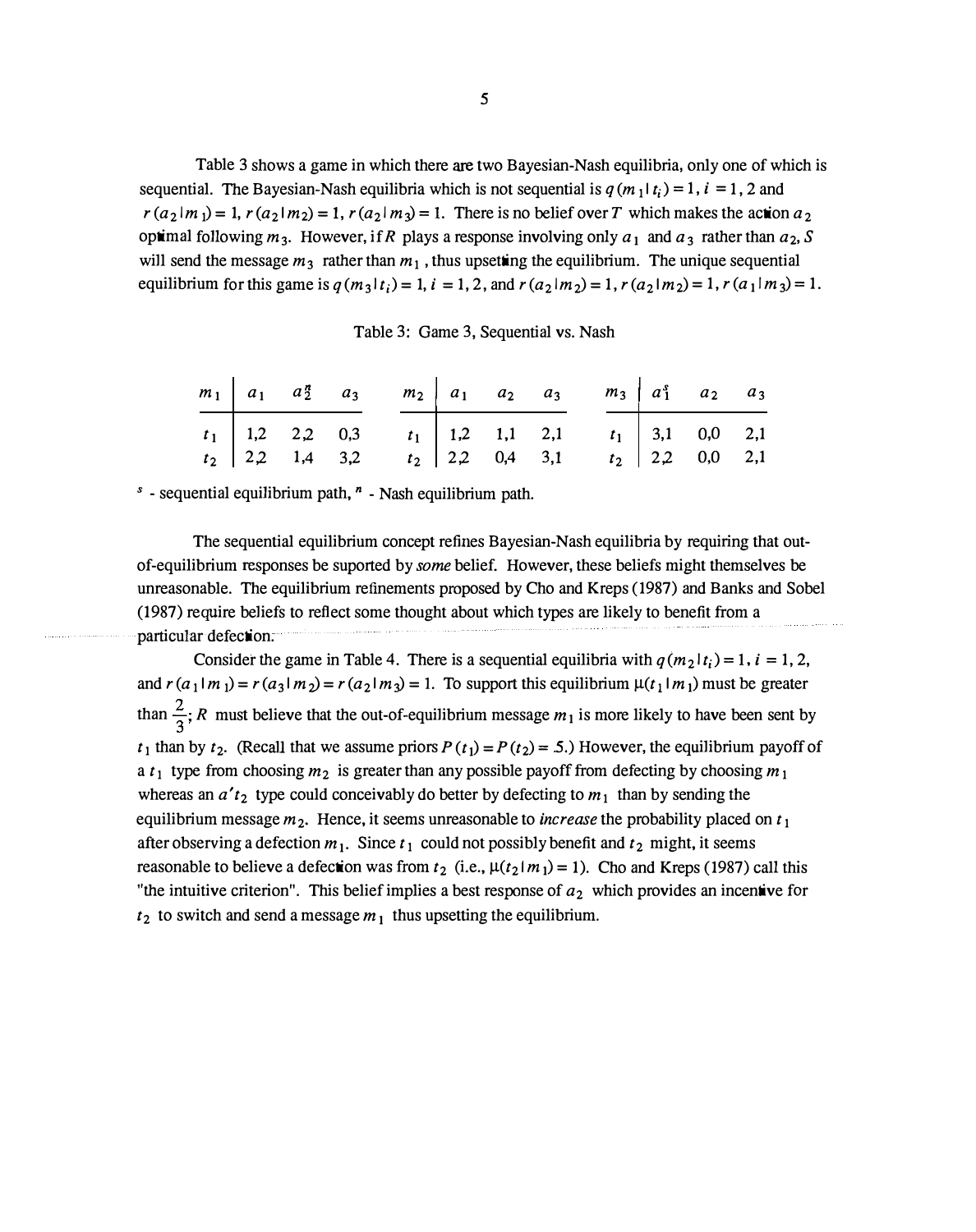Table 3 shows a game in which there are two Bayesian-Nash equilibria, only one of which is sequential. The Bayesian-Nash equilibria which is not sequential is $q(m_1|t_i) = 1, i = 1, 2$ and $r(a_2|m_1) = 1, r(a_2|m_2) = 1, r(a_2|m_3) = 1$. There is no belief over $T$ which makes the action $a_2$ optimal following $m_3$. However, if $R$ plays a response involving only $a_1$ and $a_3$ rather than $a_2$, $S$ will send the message $m_3$ rather than $m_1$, thus upsetting the equilibrium. The unique sequential equilibrium for this game is $q(m_3|t_i) = 1, i = 1, 2$, and $r(a_2|m_2) = 1, r(a_2|m_2) = 1, r(a_1|m_3) = 1$.

Table 3: Game 3, Sequential vs. Nash

| $m_1$ | $a_1$ | $a_2^n$ | $a_3$ | $m_2$ | $a_1$ | $a_2$ | $a_3$ | $m_3$ | $a_1^s$ | $a_2$ | $a_3$ |
|---|---|---|---|---|---|---|---|---|---|---|---|
| $t_1$ | 1,2 | 2,2 | 0,3 | $t_1$ | 1,2 | 1,1 | 2,1 | $t_1$ | 3,1 | 0,0 | 2,1 |
| $t_2$ | 2,2 | 1,4 | 3,2 | $t_2$ | 2,2 | 0,4 | 3,1 | $t_2$ | 2,2 | 0,0 | 2,1 |

$^s$ - sequential equilibrium path, $^n$ - Nash equilibrium path.

The sequential equilibrium concept refines Bayesian-Nash equilibria by requiring that out-of-equilibrium responses be suported by *some* belief. However, these beliefs might themselves be unreasonable. The equilibrium refinements proposed by Cho and Kreps (1987) and Banks and Sobel (1987) require beliefs to reflect some thought about which types are likely to benefit from a particular defection.

Consider the game in Table 4. There is a sequential equilibria with $q(m_2|t_i) = 1, i = 1, 2$, and $r(a_1|m_1) = r(a_3|m_2) = r(a_2|m_3) = 1$. To support this equilibrium $\mu(t_1|m_1)$ must be greater than $\frac{2}{3}$; $R$ must believe that the out-of-equilibrium message $m_1$ is more likely to have been sent by $t_1$ than by $t_2$. (Recall that we assume priors $P(t_1) = P(t_2) = .5$.) However, the equilibrium payoff of a $t_1$ type from choosing $m_2$ is greater than any possible payoff from defecting by choosing $m_1$ whereas an $a't_2$ type could conceivably do better by defecting to $m_1$ than by sending the equilibrium message $m_2$. Hence, it seems unreasonable to *increase* the probability placed on $t_1$ after observing a defection $m_1$. Since $t_1$ could not possibly benefit and $t_2$ might, it seems reasonable to believe a defection was from $t_2$ (i.e., $\mu(t_2|m_1) = 1$). Cho and Kreps (1987) call this "the intuitive criterion". This belief implies a best response of $a_2$ which provides an incentive for $t_2$ to switch and send a message $m_1$ thus upsetting the equilibrium.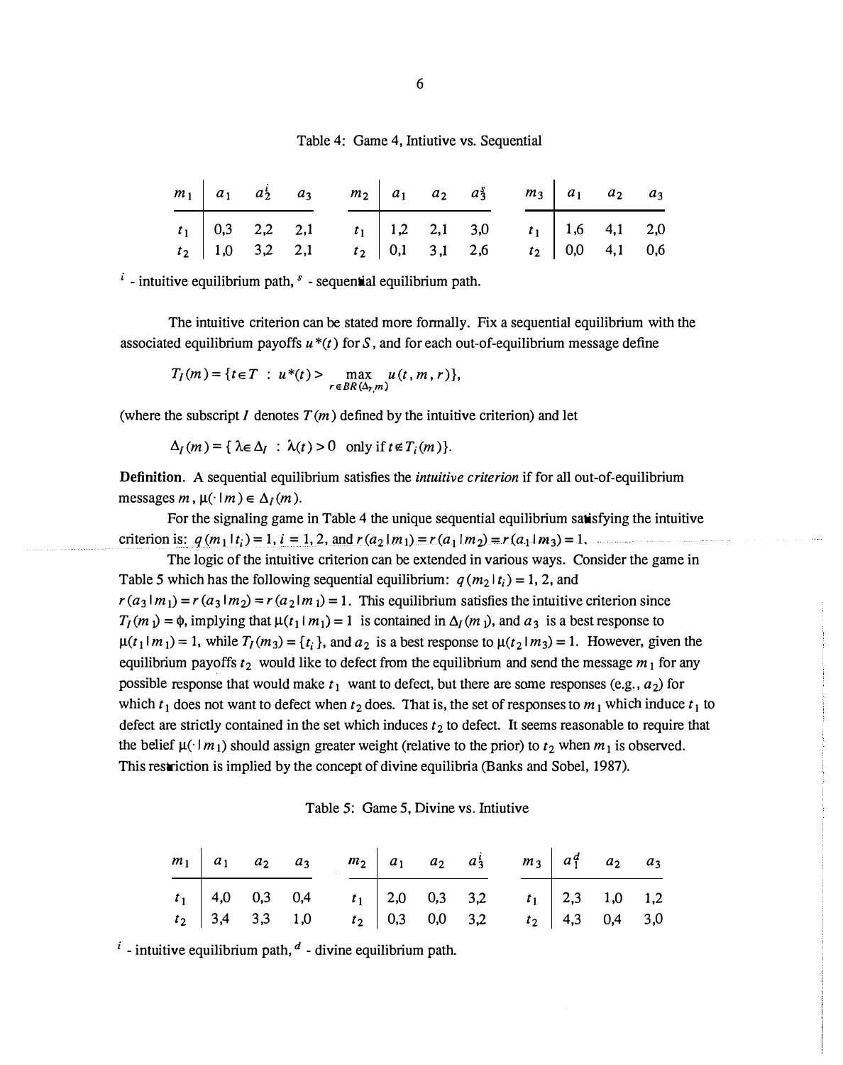Table 4: Game 4, Intuitive vs. Sequential

| $m_1$ | $a_1$ | $a_2^i$ | $a_3$ |
|---|---|---|---|
| $t_1$ | 0,3 | 2,2 | 2,1 |
| $t_2$ | 1,0 | 3,2 | 2,1 |

| $m_2$ | $a_1$ | $a_2$ | $a_3^s$ |
|---|---|---|---|
| $t_1$ | 1,2 | 2,1 | 3,0 |
| $t_2$ | 0,1 | 3,1 | 2,6 |

| $m_3$ | $a_1$ | $a_2$ | $a_3$ |
|---|---|---|---|
| $t_1$ | 1,6 | 4,1 | 2,0 |
| $t_2$ | 0,0 | 4,1 | 0,6 |

$^i$ - intuitive equilibrium path, $^s$ - sequential equilibrium path.

The intuitive criterion can be stated more formally. Fix a sequential equilibrium with the associated equilibrium payoffs $u^*(t)$ for $S$, and for each out-of-equilibrium message define

$$T_I(m) = \{t \in T \ : \ u^*(t) > \max_{r \in BR(\Delta_T, m)} u(t, m, r)\},$$

(where the subscript $I$ denotes $T(m)$ defined by the intuitive criterion) and let

$$\Delta_I(m) = \{ \lambda \in \Delta_I \ : \ \lambda(t) > 0 \ \text{ only if } t \notin T_i(m)\}.$$

**Definition.** A sequential equilibrium satisfies the *intuitive criterion* if for all out-of-equilibrium messages $m$, $\mu(\cdot \mid m) \in \Delta_I(m)$.

For the signaling game in Table 4 the unique sequential equilibrium satisfying the intuitive criterion is: $q(m_1 \mid t_i) = 1, i = 1, 2$, and $r(a_2 \mid m_1) = r(a_1 \mid m_2) = r(a_1 \mid m_3) = 1$.

The logic of the intuitive criterion can be extended in various ways. Consider the game in Table 5 which has the following sequential equilibrium: $q(m_2 \mid t_i) = 1, 2$, and $r(a_3 \mid m_1) = r(a_3 \mid m_2) = r(a_2 \mid m_1) = 1$. This equilibrium satisfies the intuitive criterion since $T_I(m_1) = \phi$, implying that $\mu(t_1 \mid m_1) = 1$ is contained in $\Delta_I(m_1)$, and $a_3$ is a best response to $\mu(t_1 \mid m_1) = 1$, while $T_I(m_3) = \{t_i\}$, and $a_2$ is a best response to $\mu(t_2 \mid m_3) = 1$. However, given the equilibrium payoffs $t_2$ would like to defect from the equilibrium and send the message $m_1$ for any possible response that would make $t_1$ want to defect, but there are some responses (e.g., $a_2$) for which $t_1$ does not want to defect when $t_2$ does. That is, the set of responses to $m_1$ which induce $t_1$ to defect are strictly contained in the set which induces $t_2$ to defect. It seems reasonable to require that the belief $\mu(\cdot \mid m_1)$ should assign greater weight (relative to the prior) to $t_2$ when $m_1$ is observed. This restriction is implied by the concept of divine equilibria (Banks and Sobel, 1987).

Table 5: Game 5, Divine vs. Intiutive

| $m_1$ | $a_1$ | $a_2$ | $a_3$ |
|---|---|---|---|
| $t_1$ | 4,0 | 0,3 | 0,4 |
| $t_2$ | 3,4 | 3,3 | 1,0 |

| $m_2$ | $a_1$ | $a_2$ | $a_3^i$ |
|---|---|---|---|
| $t_1$ | 2,0 | 0,3 | 3,2 |
| $t_2$ | 0,3 | 0,0 | 3,2 |

| $m_3$ | $a_1^d$ | $a_2$ | $a_3$ |
|---|---|---|---|
| $t_1$ | 2,3 | 1,0 | 1,2 |
| $t_2$ | 4,3 | 0,4 | 3,0 |

$^i$ - intuitive equilibrium path, $^d$ - divine equilibrium path.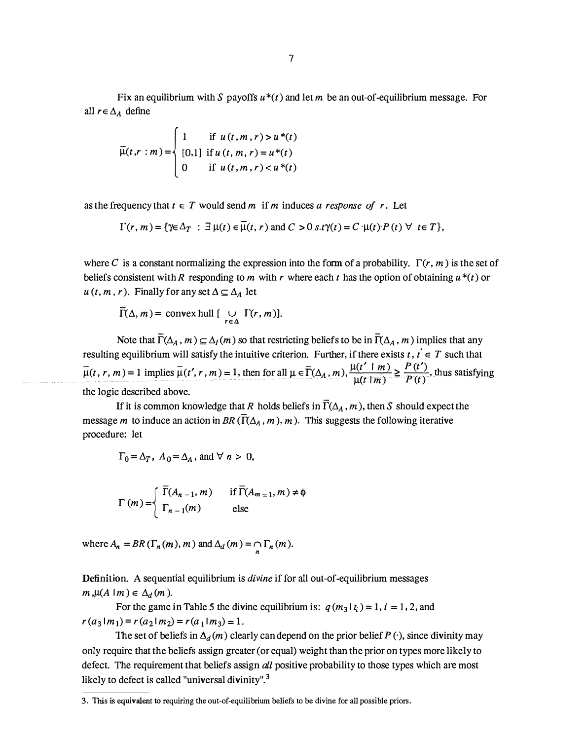Fix an equilibrium with $S$ payoffs $u^*(t)$ and let $m$ be an out-of-equilibrium message. For all $r \in \Delta_A$ define

$$\bar{\mu}(t,r : m) = \begin{cases} 1 & \text{if } u(t,m,r) > u^*(t) \\ [0,1] & \text{if } u(t,m,r) = u^*(t) \\ 0 & \text{if } u(t,m,r) < u^*(t) \end{cases}$$

as the frequency that $t \in T$ would send $m$ if $m$ induces *a response of* $r$. Let

$$\Gamma(r, m) = \{\gamma \in \Delta_T \; : \; \exists \, \mu(t) \in \bar{\mu}(t, r) \text{ and } C > 0 \text{ s.t. } \gamma(t) = C \cdot \mu(t) \cdot P(t) \; \forall \; t \in T\},$$

where $C$ is a constant normalizing the expression into the form of a probability. $\Gamma(r, m)$ is the set of beliefs consistent with $R$ responding to $m$ with $r$ where each $t$ has the option of obtaining $u^*(t)$ or $u(t, m, r)$. Finally for any set $\Delta \subseteq \Delta_A$ let

$$\bar{\Gamma}(\Delta, m) = \text{convex hull } [\bigcup_{r \in \Delta} \Gamma(r, m)].$$

Note that $\bar{\Gamma}(\Delta_A, m) \subseteq \Delta_I(m)$ so that restricting beliefs to be in $\bar{\Gamma}(\Delta_A, m)$ implies that any resulting equilibrium will satisfy the intuitive criterion. Further, if there exists $t, t' \in T$ such that $\bar{\mu}(t, r, m) = 1$ implies $\bar{\mu}(t', r, m) = 1$, then for all $\mu \in \bar{\Gamma}(\Delta_A, m)$, $\frac{\mu(t' \mid m)}{\mu(t \mid m)} \geq \frac{P(t')}{P(t)}$, thus satisfying the logic described above.

If it is common knowledge that $R$ holds beliefs in $\bar{\Gamma}(\Delta_A, m)$, then $S$ should expect the message $m$ to induce an action in $BR(\bar{\Gamma}(\Delta_A, m), m)$. This suggests the following iterative procedure: let

$$\Gamma_0 = \Delta_T, \; A_0 = \Delta_A, \text{ and } \forall \; n > 0,$$

$$\Gamma(m) = \begin{cases} \bar{\Gamma}(A_{n-1}, m) & \text{if } \bar{\Gamma}(A_{m=1}, m) \neq \phi \\ \Gamma_{n-1}(m) & \text{else} \end{cases}$$

where $A_n = BR(\Gamma_n(m), m)$ and $\Delta_d(m) = \bigcap_n \Gamma_n(m)$.

**Definition.** A sequential equilibrium is *divine* if for all out-of-equilibrium messages $m, \mu(A \mid m) \in \Delta_d(m)$.

For the game in Table 5 the divine equilibrium is: $q(m_3 \mid t_i) = 1, i = 1, 2$, and $r(a_3 \mid m_1) = r(a_2 \mid m_2) = r(a_1 \mid m_3) = 1$.

The set of beliefs in $\Delta_d(m)$ clearly can depend on the prior belief $P(\cdot)$, since divinity may only require that the beliefs assign greater (or equal) weight than the prior on types more likely to defect. The requirement that beliefs assign *all* positive probability to those types which are most likely to defect is called "universal divinity".[3]

---

3. This is equivalent to requiring the out-of-equilibrium beliefs to be divine for all possible priors.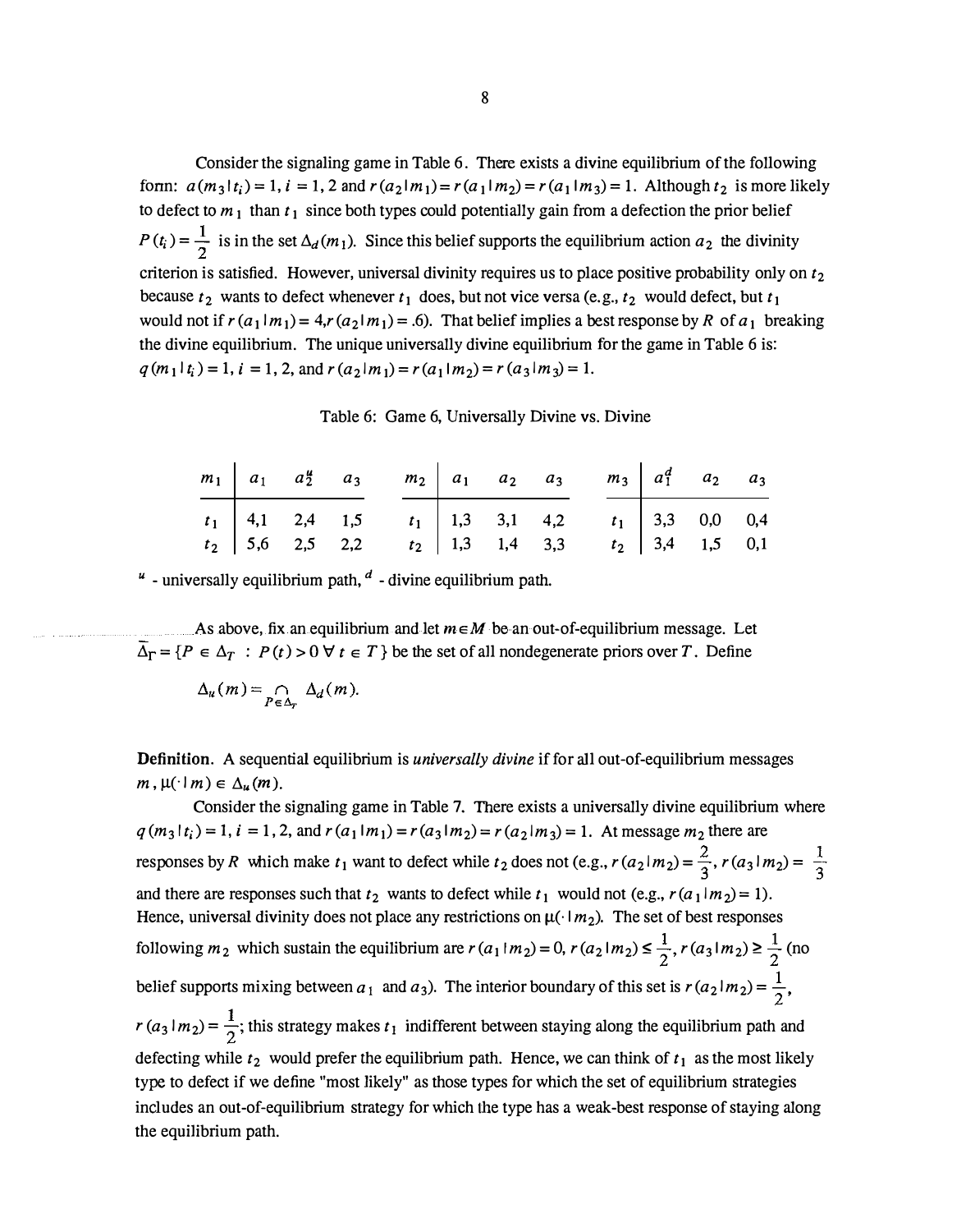Consider the signaling game in Table 6. There exists a divine equilibrium of the following form: $a(m_3 | t_i) = 1, i = 1, 2$ and $r(a_2 | m_1) = r(a_1 | m_2) = r(a_1 | m_3) = 1$. Although $t_2$ is more likely to defect to $m_1$ than $t_1$ since both types could potentially gain from a defection the prior belief $P(t_i) = \frac{1}{2}$ is in the set $\Delta_d(m_1)$. Since this belief supports the equilibrium action $a_2$ the divinity criterion is satisfied. However, universal divinity requires us to place positive probability only on $t_2$ because $t_2$ wants to defect whenever $t_1$ does, but not vice versa (e.g., $t_2$ would defect, but $t_1$ would not if $r(a_1 | m_1) = .4, r(a_2 | m_1) = .6$). That belief implies a best response by $R$ of $a_1$ breaking the divine equilibrium. The unique universally divine equilibrium for the game in Table 6 is: $q(m_1 | t_i) = 1, i = 1, 2$, and $r(a_2 | m_1) = r(a_1 | m_2) = r(a_3 | m_3) = 1$.

Table 6: Game 6, Universally Divine vs. Divine

| $m_1$ | $a_1$ | $a_2^u$ | $a_3$ | | $m_2$ | $a_1$ | $a_2$ | $a_3$ | | $m_3$ | $a_1^d$ | $a_2$ | $a_3$ |
|---|---|---|---|---|---|---|---|---|---|---|---|---|---|
| $t_1$ | 4,1 | 2,4 | 1,5 | | $t_1$ | 1,3 | 3,1 | 4,2 | | $t_1$ | 3,3 | 0,0 | 0,4 |
| $t_2$ | 5,6 | 2,5 | 2,2 | | $t_2$ | 1,3 | 1,4 | 3,3 | | $t_2$ | 3,4 | 1,5 | 0,1 |

$^u$ - universally equilibrium path, $^d$ - divine equilibrium path.

As above, fix an equilibrium and let $m \in M$ be an out-of-equilibrium message. Let $\bar{\Delta}_T = \{P \in \Delta_T \ : \ P(t) > 0 \ \forall \ t \in T\}$ be the set of all nondegenerate priors over $T$. Define

$$\Delta_u(m) = \bigcap_{P \in \bar{\Delta}_T} \Delta_d(m).$$

**Definition.** A sequential equilibrium is *universally divine* if for all out-of-equilibrium messages $m$, $\mu(\cdot | m) \in \Delta_u(m)$.

Consider the signaling game in Table 7. There exists a universally divine equilibrium where $q(m_3 | t_i) = 1, i = 1, 2$, and $r(a_1 | m_1) = r(a_3 | m_2) = r(a_2 | m_3) = 1$. At message $m_2$ there are responses by $R$ which make $t_1$ want to defect while $t_2$ does not (e.g., $r(a_2 | m_2) = \frac{2}{3}$, $r(a_3 | m_2) = \frac{1}{3}$ and there are responses such that $t_2$ wants to defect while $t_1$ would not (e.g., $r(a_1 | m_2) = 1$). Hence, universal divinity does not place any restrictions on $\mu(\cdot | m_2)$. The set of best responses following $m_2$ which sustain the equilibrium are $r(a_1 | m_2) = 0$, $r(a_2 | m_2) \leq \frac{1}{2}$, $r(a_3 | m_2) \geq \frac{1}{2}$ (no belief supports mixing between $a_1$ and $a_3$). The interior boundary of this set is $r(a_2 | m_2) = \frac{1}{2}$, $r(a_3 | m_2) = \frac{1}{2}$; this strategy makes $t_1$ indifferent between staying along the equilibrium path and defecting while $t_2$ would prefer the equilibrium path. Hence, we can think of $t_1$ as the most likely type to defect if we define "most likely" as those types for which the set of equilibrium strategies includes an out-of-equilibrium strategy for which the type has a weak-best response of staying along the equilibrium path.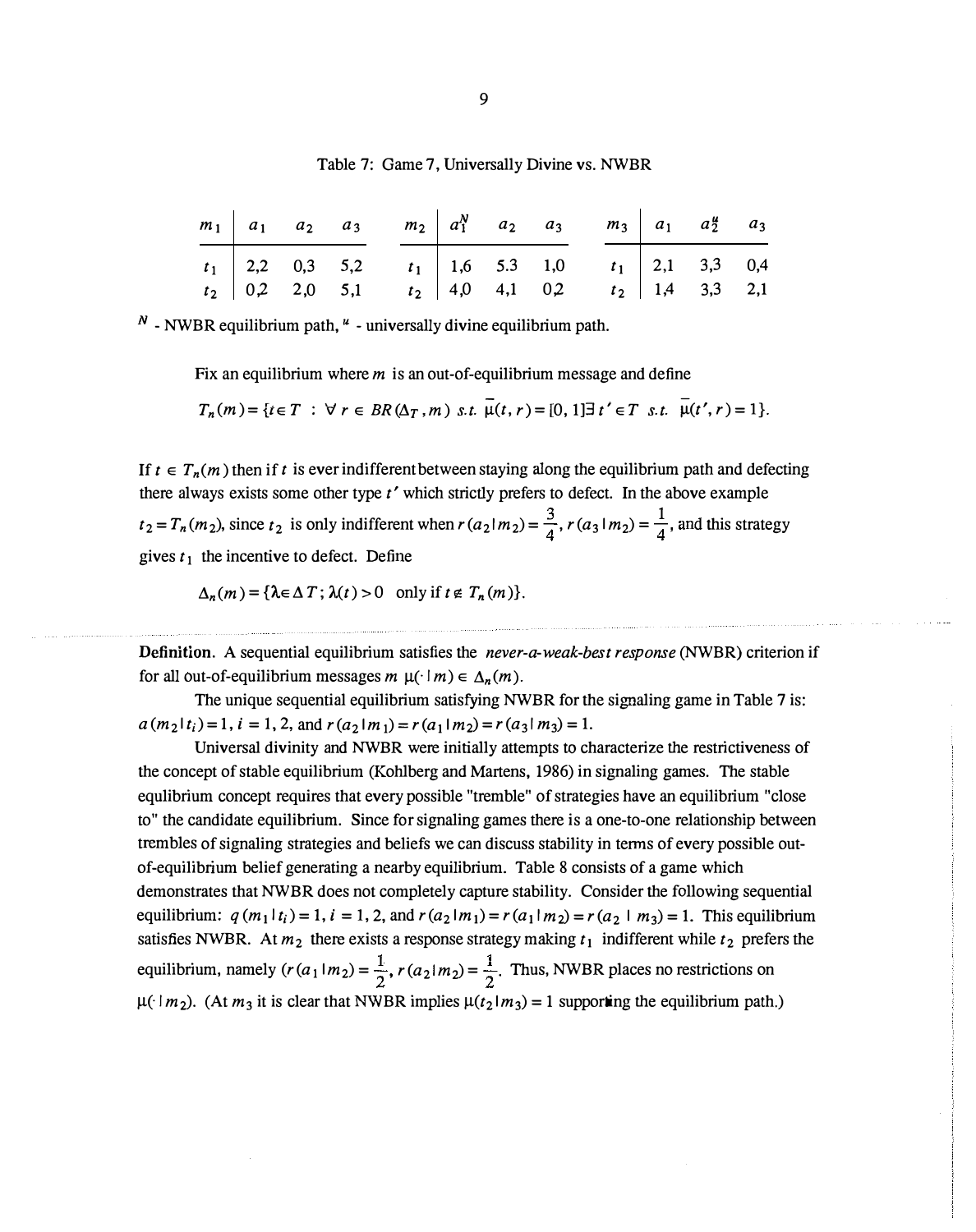Table 7: Game 7, Universally Divine vs. NWBR

| $m_1$ | $a_1$ | $a_2$ | $a_3$ | | $m_2$ | $a_1^N$ | $a_2$ | $a_3$ | | $m_3$ | $a_1$ | $a_2^u$ | $a_3$ |
|---|---|---|---|---|---|---|---|---|---|---|---|---|---|
| $t_1$ | 2,2 | 0,3 | 5,2 | | $t_1$ | 1,6 | 5.3 | 1,0 | | $t_1$ | 2,1 | 3,3 | 0,4 |
| $t_2$ | 0,2 | 2,0 | 5,1 | | $t_2$ | 4,0 | 4,1 | 0,2 | | $t_2$ | 1,4 | 3,3 | 2,1 |

$^N$ - NWBR equilibrium path, $^u$ - universally divine equilibrium path.

Fix an equilibrium where $m$ is an out-of-equilibrium message and define

$$T_n(m) = \{t \in T \ : \ \forall\, r \in BR(\Delta_T, m) \ s.t.\ \bar{\mu}(t,r) = [0,1] \exists\, t' \in T \ s.t.\ \bar{\mu}(t',r) = 1\}.$$

If $t \in T_n(m)$ then if $t$ is ever indifferent between staying along the equilibrium path and defecting there always exists some other type $t'$ which strictly prefers to defect. In the above example $t_2 = T_n(m_2)$, since $t_2$ is only indifferent when $r(a_2 | m_2) = \frac{3}{4}$, $r(a_3 | m_2) = \frac{1}{4}$, and this strategy gives $t_1$ the incentive to defect. Define

$$\Delta_n(m) = \{\lambda \in \Delta T;\ \lambda(t) > 0 \ \text{ only if } t \notin T_n(m)\}.$$

**Definition.** A sequential equilibrium satisfies the *never-a-weak-best response* (NWBR) criterion if for all out-of-equilibrium messages $m$ $\mu(\cdot | m) \in \Delta_n(m)$.

The unique sequential equilibrium satisfying NWBR for the signaling game in Table 7 is: $a(m_2 | t_i) = 1, i = 1, 2$, and $r(a_2 | m_1) = r(a_1 | m_2) = r(a_3 | m_3) = 1$.

Universal divinity and NWBR were initially attempts to characterize the restrictiveness of the concept of stable equilibrium (Kohlberg and Martens, 1986) in signaling games. The stable equlibrium concept requires that every possible "tremble" of strategies have an equilibrium "close to" the candidate equilibrium. Since for signaling games there is a one-to-one relationship between trembles of signaling strategies and beliefs we can discuss stability in terms of every possible out-of-equilibrium belief generating a nearby equilibrium. Table 8 consists of a game which demonstrates that NWBR does not completely capture stability. Consider the following sequential equilibrium: $q(m_1 | t_i) = 1, i = 1, 2$, and $r(a_2 | m_1) = r(a_1 | m_2) = r(a_2 \mid m_3) = 1$. This equilibrium satisfies NWBR. At $m_2$ there exists a response strategy making $t_1$ indifferent while $t_2$ prefers the equilibrium, namely $(r(a_1 | m_2) = \frac{1}{2}, r(a_2 | m_2) = \frac{1}{2}$. Thus, NWBR places no restrictions on $\mu(\cdot | m_2)$. (At $m_3$ it is clear that NWBR implies $\mu(t_2 | m_3) = 1$ supporting the equilibrium path.)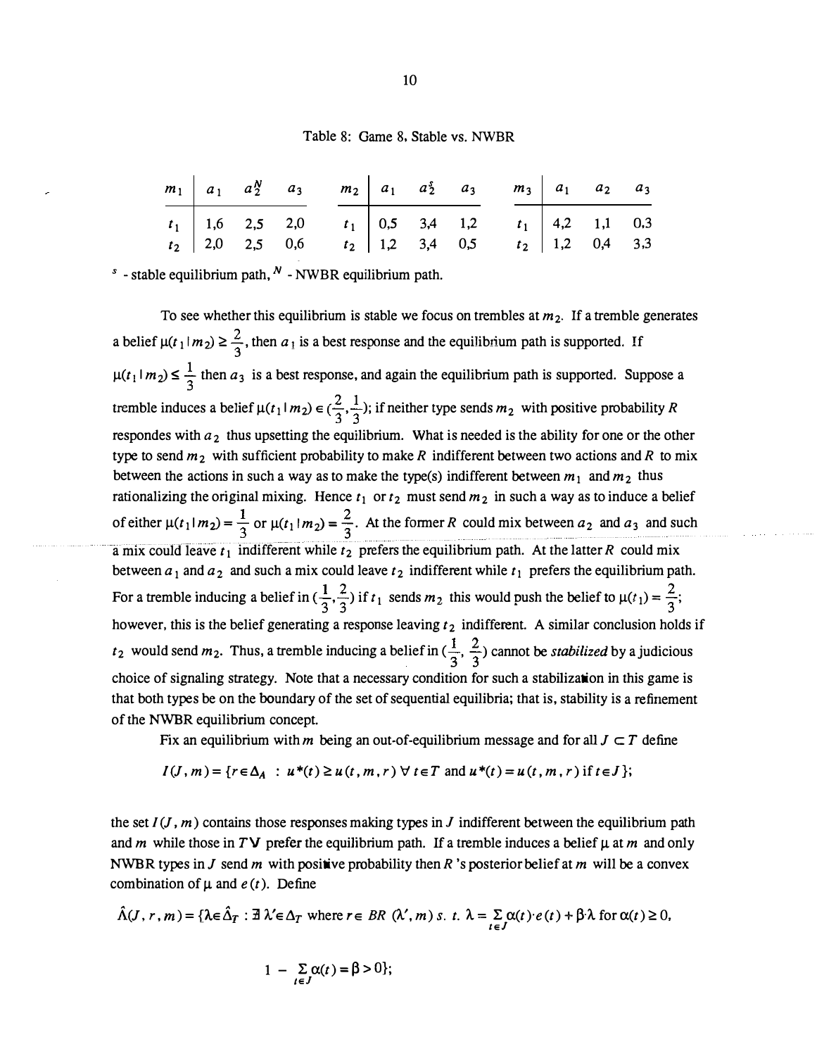Table 8: Game 8, Stable vs. NWBR

| $m_1$ | $a_1$ | $a_2^N$ | $a_3$ | $m_2$ | $a_1$ | $a_2^s$ | $a_3$ | $m_3$ | $a_1$ | $a_2$ | $a_3$ |
|---|---|---|---|---|---|---|---|---|---|---|---|
| $t_1$ | 1,6 | 2,5 | 2,0 | $t_1$ | 0,5 | 3,4 | 1,2 | $t_1$ | 4,2 | 1,1 | 0,3 |
| $t_2$ | 2,0 | 2,5 | 0,6 | $t_2$ | 1,2 | 3,4 | 0,5 | $t_2$ | 1,2 | 0,4 | 3,3 |

$^s$ - stable equilibrium path, $^N$ - NWBR equilibrium path.

To see whether this equilibrium is stable we focus on trembles at $m_2$. If a tremble generates a belief $\mu(t_1 | m_2) \geq \frac{2}{3}$, then $a_1$ is a best response and the equilibrium path is supported. If $\mu(t_1 | m_2) \leq \frac{1}{3}$ then $a_3$ is a best response, and again the equilibrium path is supported. Suppose a tremble induces a belief $\mu(t_1 | m_2) \in (\frac{2}{3}, \frac{1}{3})$; if neither type sends $m_2$ with positive probability $R$ respondes with $a_2$ thus upsetting the equilibrium. What is needed is the ability for one or the other type to send $m_2$ with sufficient probability to make $R$ indifferent between two actions and $R$ to mix between the actions in such a way as to make the type(s) indifferent between $m_1$ and $m_2$ thus rationalizing the original mixing. Hence $t_1$ or $t_2$ must send $m_2$ in such a way as to induce a belief of either $\mu(t_1 | m_2) = \frac{1}{3}$ or $\mu(t_1 | m_2) = \frac{2}{3}$. At the former $R$ could mix between $a_2$ and $a_3$ and such a mix could leave $t_1$ indifferent while $t_2$ prefers the equilibrium path. At the latter $R$ could mix between $a_1$ and $a_2$ and such a mix could leave $t_2$ indifferent while $t_1$ prefers the equilibrium path. For a tremble inducing a belief in $(\frac{1}{3}, \frac{2}{3})$ if $t_1$ sends $m_2$ this would push the belief to $\mu(t_1) = \frac{2}{3}$; however, this is the belief generating a response leaving $t_2$ indifferent. A similar conclusion holds if $t_2$ would send $m_2$. Thus, a tremble inducing a belief in $(\frac{1}{3}, \frac{2}{3})$ cannot be *stabilized* by a judicious choice of signaling strategy. Note that a necessary condition for such a stabilization in this game is that both types be on the boundary of the set of sequential equilibria; that is, stability is a refinement of the NWBR equilibrium concept.

Fix an equilibrium with $m$ being an out-of-equilibrium message and for all $J \subset T$ define

$$I(J, m) = \{r \in \Delta_A \; : \; u^*(t) \geq u(t, m, r) \; \forall \; t \in T \text{ and } u^*(t) = u(t, m, r) \text{ if } t \in J\};$$

the set $I(J, m)$ contains those responses making types in $J$ indifferent between the equilibrium path and $m$ while those in $T \backslash$ prefer the equilibrium path. If a tremble induces a belief $\mu$ at $m$ and only NWBR types in $J$ send $m$ with positive probability then $R$'s posterior belief at $m$ will be a convex combination of $\mu$ and $e(t)$. Define

$$\hat{\Lambda}(J, r, m) = \{\lambda \in \hat{\Delta}_T : \exists \; \lambda' \in \Delta_T \text{ where } r \in BR\,(\lambda', m) \; s.\; t.\; \lambda = \sum_{t \in J} \alpha(t) \cdot e(t) + \beta \cdot \lambda \text{ for } \alpha(t) \geq 0,$$

$$1 - \sum_{t \in J} \alpha(t) = \beta > 0\};$$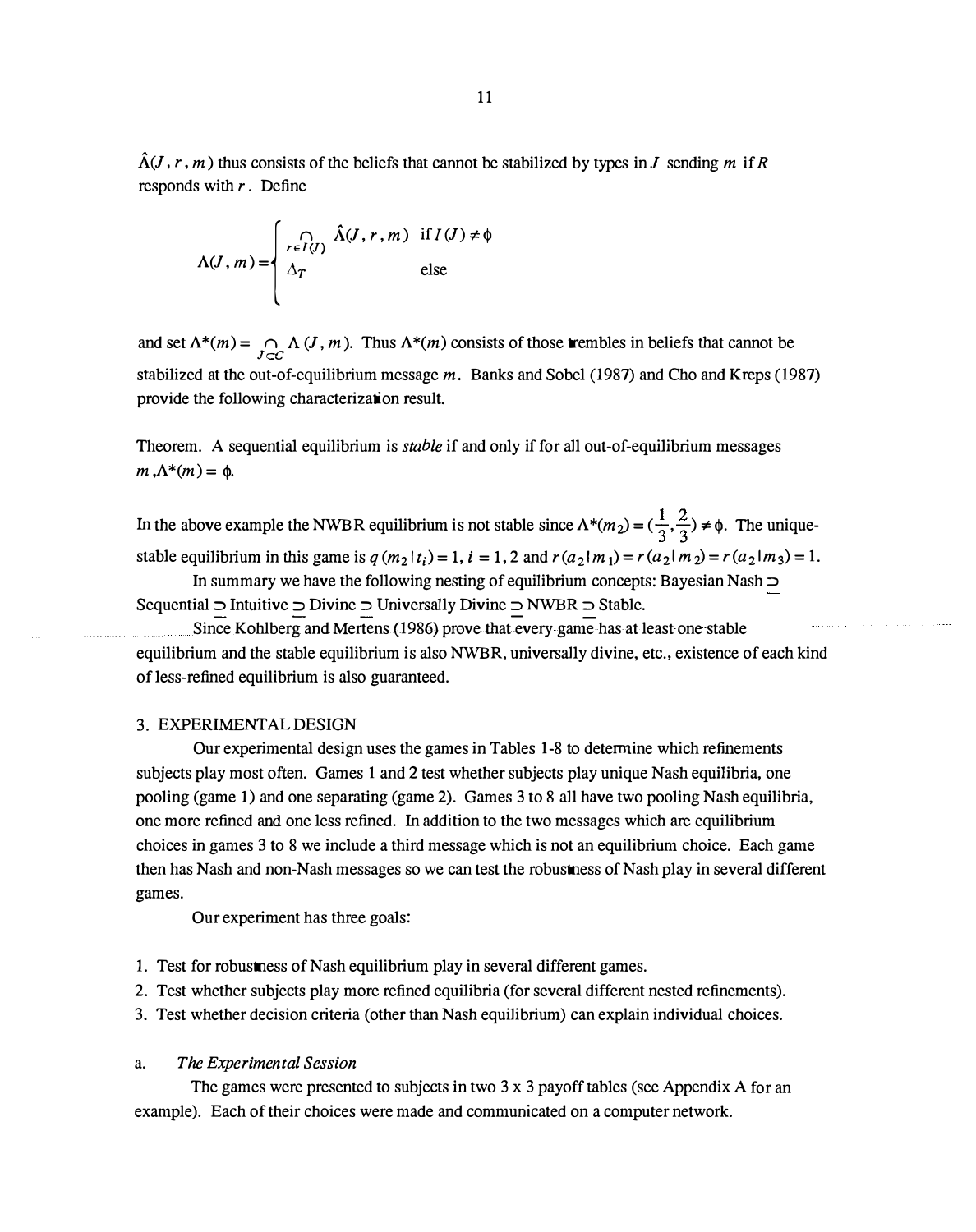$\hat{\Lambda}(J, r, m)$ thus consists of the beliefs that cannot be stabilized by types in $J$ sending $m$ if $R$ responds with $r$. Define

$$\Lambda(J, m) = \begin{cases} \bigcap_{r \in I(J)} \hat{\Lambda}(J, r, m) & \text{if } I(J) \neq \phi \\ \Delta_T & \text{else} \end{cases}$$

and set $\Lambda^*(m) = \bigcap_{J \subset C} \Lambda(J, m)$. Thus $\Lambda^*(m)$ consists of those trembles in beliefs that cannot be stabilized at the out-of-equilibrium message $m$. Banks and Sobel (1987) and Cho and Kreps (1987) provide the following characterization result.

Theorem. A sequential equilibrium is *stable* if and only if for all out-of-equilibrium messages $m$, $\Lambda^*(m) = \phi$.

In the above example the NWBR equilibrium is not stable since $\Lambda^*(m_2) = (\frac{1}{3}, \frac{2}{3}) \neq \phi$. The unique-stable equilibrium in this game is $q(m_2 | t_i) = 1, i = 1, 2$ and $r(a_2 | m_1) = r(a_2 | m_2) = r(a_2 | m_3) = 1$.

In summary we have the following nesting of equilibrium concepts: Bayesian Nash $\supseteq$ Sequential $\supseteq$ Intuitive $\supseteq$ Divine $\supseteq$ Universally Divine $\supseteq$ NWBR $\supseteq$ Stable.

Since Kohlberg and Mertens (1986) prove that every game has at least one stable equilibrium and the stable equilibrium is also NWBR, universally divine, etc., existence of each kind of less-refined equilibrium is also guaranteed.

## 3. EXPERIMENTAL DESIGN

Our experimental design uses the games in Tables 1-8 to determine which refinements subjects play most often. Games 1 and 2 test whether subjects play unique Nash equilibria, one pooling (game 1) and one separating (game 2). Games 3 to 8 all have two pooling Nash equilibria, one more refined and one less refined. In addition to the two messages which are equilibrium choices in games 3 to 8 we include a third message which is not an equilibrium choice. Each game then has Nash and non-Nash messages so we can test the robustness of Nash play in several different games.

Our experiment has three goals:

1. Test for robustness of Nash equilibrium play in several different games.
2. Test whether subjects play more refined equilibria (for several different nested refinements).
3. Test whether decision criteria (other than Nash equilibrium) can explain individual choices.

### a. *The Experimental Session*

The games were presented to subjects in two 3 x 3 payoff tables (see Appendix A for an example). Each of their choices were made and communicated on a computer network.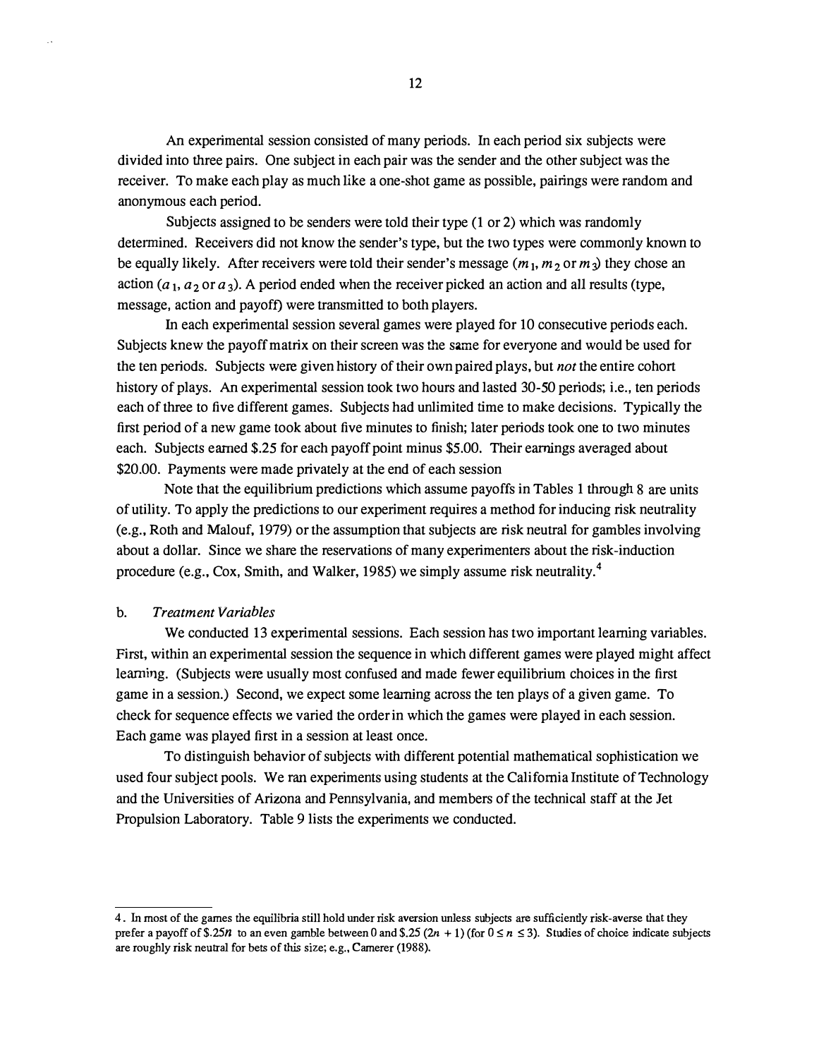An experimental session consisted of many periods. In each period six subjects were divided into three pairs. One subject in each pair was the sender and the other subject was the receiver. To make each play as much like a one-shot game as possible, pairings were random and anonymous each period.

Subjects assigned to be senders were told their type (1 or 2) which was randomly determined. Receivers did not know the sender's type, but the two types were commonly known to be equally likely. After receivers were told their sender's message ($m_1$, $m_2$ or $m_3$) they chose an action ($a_1$, $a_2$ or $a_3$). A period ended when the receiver picked an action and all results (type, message, action and payoff) were transmitted to both players.

In each experimental session several games were played for 10 consecutive periods each. Subjects knew the payoff matrix on their screen was the same for everyone and would be used for the ten periods. Subjects were given history of their own paired plays, but *not* the entire cohort history of plays. An experimental session took two hours and lasted 30-50 periods; i.e., ten periods each of three to five different games. Subjects had unlimited time to make decisions. Typically the first period of a new game took about five minutes to finish; later periods took one to two minutes each. Subjects earned \$.25 for each payoff point minus \$5.00. Their earnings averaged about \$20.00. Payments were made privately at the end of each session

Note that the equilibrium predictions which assume payoffs in Tables 1 through 8 are units of utility. To apply the predictions to our experiment requires a method for inducing risk neutrality (e.g., Roth and Malouf, 1979) or the assumption that subjects are risk neutral for gambles involving about a dollar. Since we share the reservations of many experimenters about the risk-induction procedure (e.g., Cox, Smith, and Walker, 1985) we simply assume risk neutrality.[4]

b. *Treatment Variables*

We conducted 13 experimental sessions. Each session has two important learning variables. First, within an experimental session the sequence in which different games were played might affect learning. (Subjects were usually most confused and made fewer equilibrium choices in the first game in a session.) Second, we expect some learning across the ten plays of a given game. To check for sequence effects we varied the order in which the games were played in each session. Each game was played first in a session at least once.

To distinguish behavior of subjects with different potential mathematical sophistication we used four subject pools. We ran experiments using students at the California Institute of Technology and the Universities of Arizona and Pennsylvania, and members of the technical staff at the Jet Propulsion Laboratory. Table 9 lists the experiments we conducted.

---

4. In most of the games the equilibria still hold under risk aversion unless subjects are sufficiently risk-averse that they prefer a payoff of $\$.25n$ to an even gamble between 0 and $\$.25\,(2n+1)$ (for $0 \leq n \leq 3$). Studies of choice indicate subjects are roughly risk neutral for bets of this size; e.g., Camerer (1988).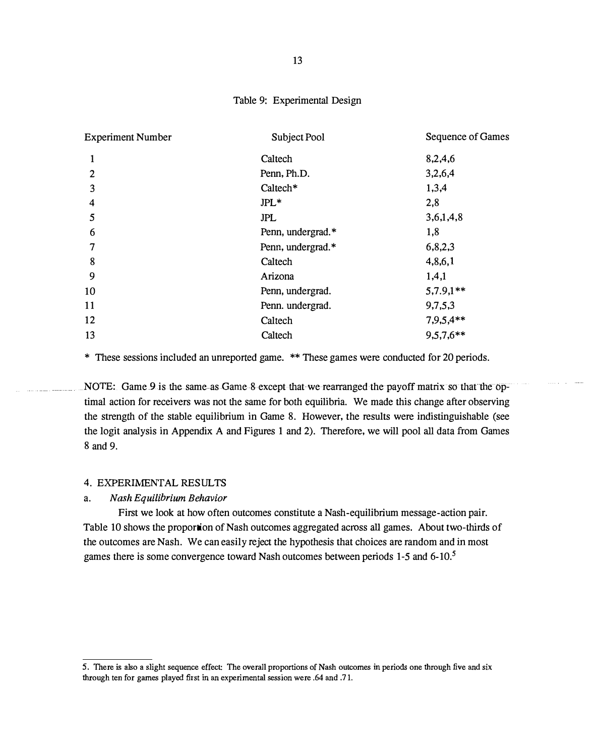Table 9: Experimental Design

| Experiment Number | Subject Pool | Sequence of Games |
|---|---|---|
| 1 | Caltech | 8,2,4,6 |
| 2 | Penn, Ph.D. | 3,2,6,4 |
| 3 | Caltech* | 1,3,4 |
| 4 | JPL* | 2,8 |
| 5 | JPL | 3,6,1,4,8 |
| 6 | Penn, undergrad.* | 1,8 |
| 7 | Penn, undergrad.* | 6,8,2,3 |
| 8 | Caltech | 4,8,6,1 |
| 9 | Arizona | 1,4,1 |
| 10 | Penn, undergrad. | 5,7.9,1** |
| 11 | Penn. undergrad. | 9,7,5,3 |
| 12 | Caltech | 7,9,5,4** |
| 13 | Caltech | 9,5,7,6** |

\* These sessions included an unreported game. ** These games were conducted for 20 periods.

NOTE: Game 9 is the same as Game 8 except that we rearranged the payoff matrix so that the optimal action for receivers was not the same for both equilibria. We made this change after observing the strength of the stable equilibrium in Game 8. However, the results were indistinguishable (see the logit analysis in Appendix A and Figures 1 and 2). Therefore, we will pool all data from Games 8 and 9.

## 4. EXPERIMENTAL RESULTS

### a. *Nash Equilibrium Behavior*

First we look at how often outcomes constitute a Nash-equilibrium message-action pair. Table 10 shows the proportion of Nash outcomes aggregated across all games. About two-thirds of the outcomes are Nash. We can easily reject the hypothesis that choices are random and in most games there is some convergence toward Nash outcomes between periods 1-5 and 6-10.[5]

---

5. There is also a slight sequence effect: The overall proportions of Nash outcomes in periods one through five and six through ten for games played first in an experimental session were .64 and .71.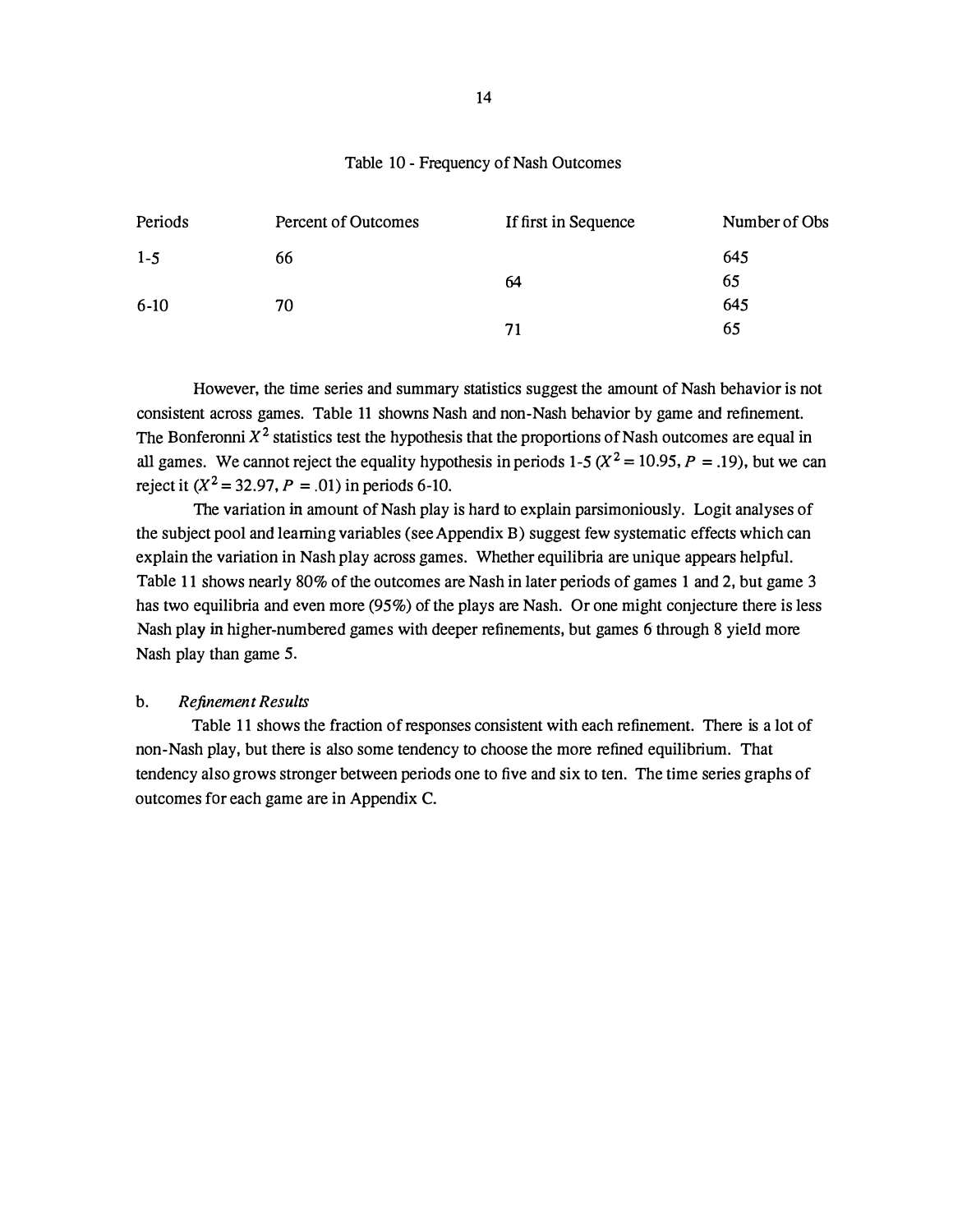Table 10 - Frequency of Nash Outcomes

| Periods | Percent of Outcomes | If first in Sequence | Number of Obs |
|---|---|---|---|
| 1-5 | 66 | | 645 |
| | | 64 | 65 |
| 6-10 | 70 | | 645 |
| | | 71 | 65 |

However, the time series and summary statistics suggest the amount of Nash behavior is not consistent across games. Table 11 showns Nash and non-Nash behavior by game and refinement. The Bonferonni $X^2$ statistics test the hypothesis that the proportions of Nash outcomes are equal in all games. We cannot reject the equality hypothesis in periods 1-5 ($X^2 = 10.95$, $P = .19$), but we can reject it ($X^2 = 32.97$, $P = .01$) in periods 6-10.

The variation in amount of Nash play is hard to explain parsimoniously. Logit analyses of the subject pool and learning variables (see Appendix B) suggest few systematic effects which can explain the variation in Nash play across games. Whether equilibria are unique appears helpful. Table 11 shows nearly 80% of the outcomes are Nash in later periods of games 1 and 2, but game 3 has two equilibria and even more (95%) of the plays are Nash. Or one might conjecture there is less Nash play in higher-numbered games with deeper refinements, but games 6 through 8 yield more Nash play than game 5.

b. *Refinement Results*

Table 11 shows the fraction of responses consistent with each refinement. There is a lot of non-Nash play, but there is also some tendency to choose the more refined equilibrium. That tendency also grows stronger between periods one to five and six to ten. The time series graphs of outcomes for each game are in Appendix C.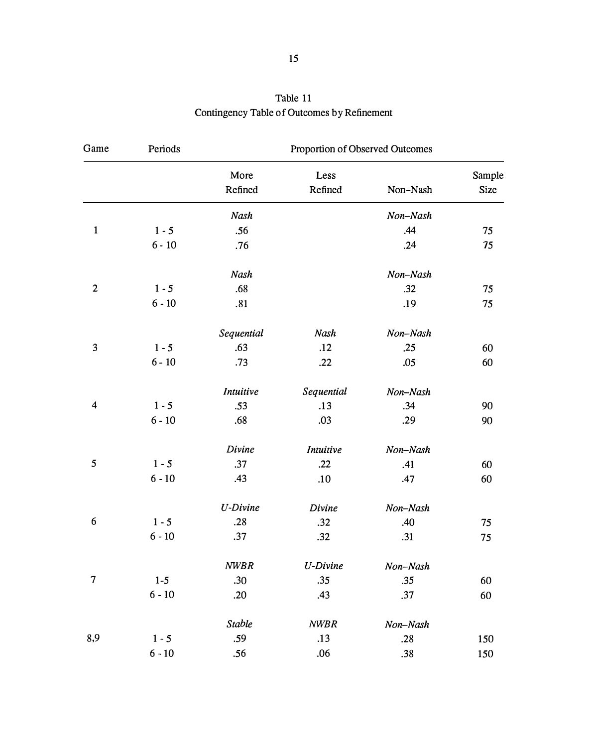Table 11
Contingency Table of Outcomes by Refinement

| Game | Periods | Proportion of Observed Outcomes | | | |
|---|---|---|---|---|---|
| | | More Refined | Less Refined | Non–Nash | Sample Size |
| | | *Nash* | | *Non–Nash* | |
| 1 | 1 - 5 | .56 | | .44 | 75 |
| | 6 - 10 | .76 | | .24 | 75 |
| | | *Nash* | | *Non–Nash* | |
| 2 | 1 - 5 | .68 | | .32 | 75 |
| | 6 - 10 | .81 | | .19 | 75 |
| | | *Sequential* | *Nash* | *Non–Nash* | |
| 3 | 1 - 5 | .63 | .12 | .25 | 60 |
| | 6 - 10 | .73 | .22 | .05 | 60 |
| | | *Intuitive* | *Sequential* | *Non–Nash* | |
| 4 | 1 - 5 | .53 | .13 | .34 | 90 |
| | 6 - 10 | .68 | .03 | .29 | 90 |
| | | *Divine* | *Intuitive* | *Non–Nash* | |
| 5 | 1 - 5 | .37 | .22 | .41 | 60 |
| | 6 - 10 | .43 | .10 | .47 | 60 |
| | | *U-Divine* | *Divine* | *Non–Nash* | |
| 6 | 1 - 5 | .28 | .32 | .40 | 75 |
| | 6 - 10 | .37 | .32 | .31 | 75 |
| | | *NWBR* | *U-Divine* | *Non–Nash* | |
| 7 | 1-5 | .30 | .35 | .35 | 60 |
| | 6 - 10 | .20 | .43 | .37 | 60 |
| | | *Stable* | *NWBR* | *Non–Nash* | |
| 8,9 | 1 - 5 | .59 | .13 | .28 | 150 |
| | 6 - 10 | .56 | .06 | .38 | 150 |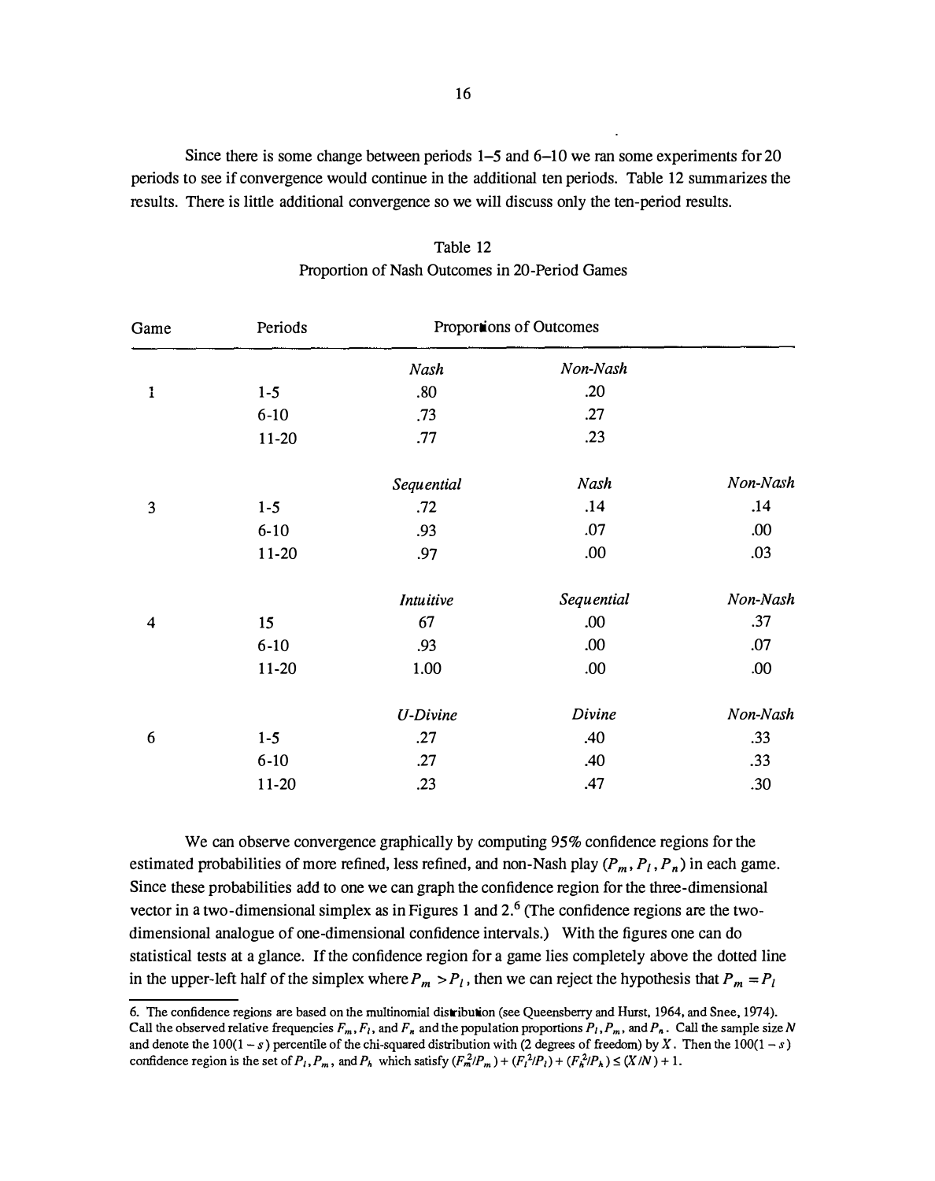Since there is some change between periods 1–5 and 6–10 we ran some experiments for 20 periods to see if convergence would continue in the additional ten periods. Table 12 summarizes the results. There is little additional convergence so we will discuss only the ten-period results.

Table 12
Proportion of Nash Outcomes in 20-Period Games

| Game | Periods | Proportions of Outcomes | | |
|---|---|---|---|---|
| | | *Nash* | *Non-Nash* | |
| 1 | 1-5 | .80 | .20 | |
| | 6-10 | .73 | .27 | |
| | 11-20 | .77 | .23 | |
| | | *Sequential* | *Nash* | *Non-Nash* |
| 3 | 1-5 | .72 | .14 | .14 |
| | 6-10 | .93 | .07 | .00 |
| | 11-20 | .97 | .00 | .03 |
| | | *Intuitive* | *Sequential* | *Non-Nash* |
| 4 | 15 | 67 | .00 | .37 |
| | 6-10 | .93 | .00 | .07 |
| | 11-20 | 1.00 | .00 | .00 |
| | | *U-Divine* | *Divine* | *Non-Nash* |
| 6 | 1-5 | .27 | .40 | .33 |
| | 6-10 | .27 | .40 | .33 |
| | 11-20 | .23 | .47 | .30 |

We can observe convergence graphically by computing 95% confidence regions for the estimated probabilities of more refined, less refined, and non-Nash play ($P_m, P_l, P_n$) in each game. Since these probabilities add to one we can graph the confidence region for the three-dimensional vector in a two-dimensional simplex as in Figures 1 and 2.[6] (The confidence regions are the two-dimensional analogue of one-dimensional confidence intervals.) With the figures one can do statistical tests at a glance. If the confidence region for a game lies completely above the dotted line in the upper-left half of the simplex where $P_m > P_l$, then we can reject the hypothesis that $P_m = P_l$

6. The confidence regions are based on the multinomial distribution (see Queensberry and Hurst, 1964, and Snee, 1974). Call the observed relative frequencies $F_m, F_l$, and $F_n$ and the population proportions $P_l, P_m$, and $P_n$. Call the sample size $N$ and denote the $100(1-s)$ percentile of the chi-squared distribution with (2 degrees of freedom) by $X$. Then the $100(1-s)$ confidence region is the set of $P_l, P_m$, and $P_h$ which satisfy $(F_m^2/P_m) + (F_l^2/P_l) + (F_h^2/P_h) \leq (X/N) + 1$.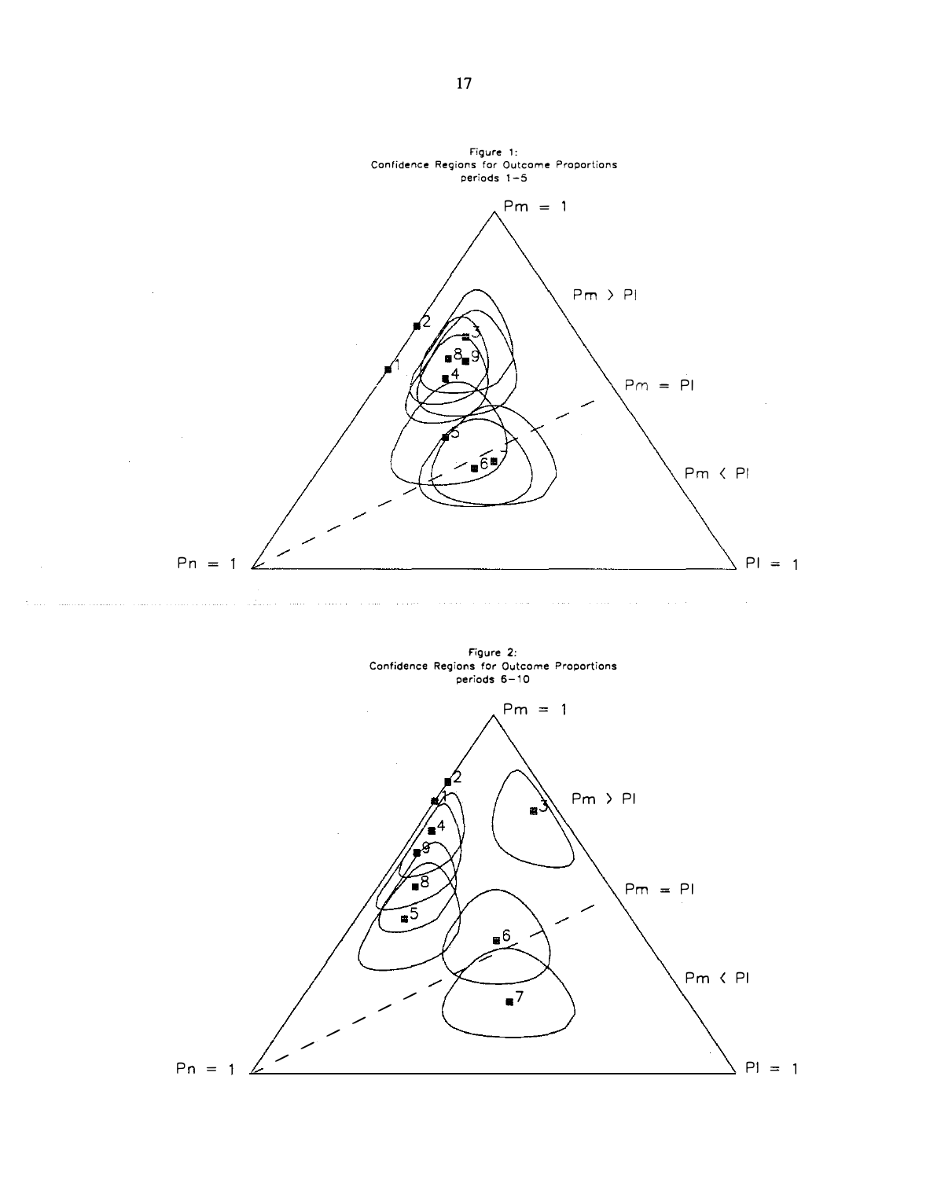Figure 1:
Confidence Regions for Outcome Proportions
periods 1–5

Pm = 1

Pm > Pl

Pm = Pl

Pm < Pl

Pn = 1

Pl = 1

Figure 2:
Confidence Regions for Outcome Proportions
periods 6–10

Pm = 1

Pm > Pl

Pm = Pl

Pm < Pl

Pn = 1

Pl = 1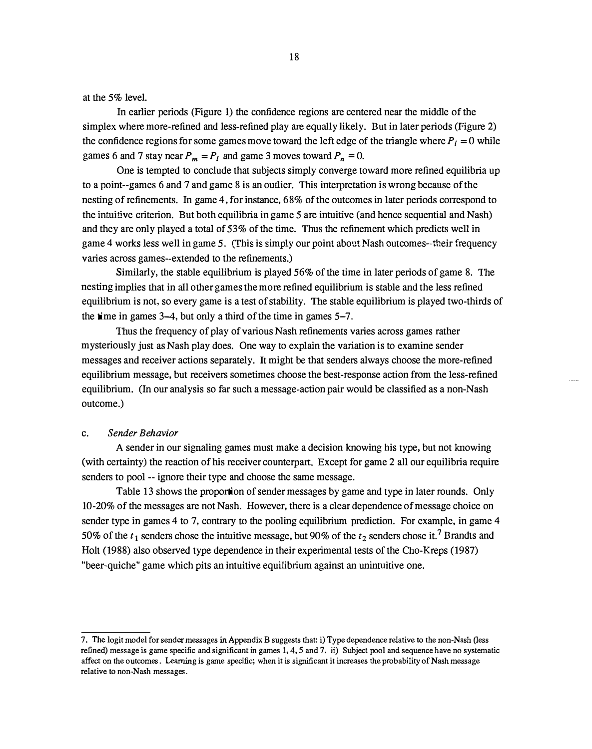at the 5% level.

In earlier periods (Figure 1) the confidence regions are centered near the middle of the simplex where more-refined and less-refined play are equally likely. But in later periods (Figure 2) the confidence regions for some games move toward the left edge of the triangle where $P_l = 0$ while games 6 and 7 stay near $P_m = P_l$ and game 3 moves toward $P_n = 0$.

One is tempted to conclude that subjects simply converge toward more refined equilibria up to a point--games 6 and 7 and game 8 is an outlier. This interpretation is wrong because of the nesting of refinements. In game 4, for instance, 68% of the outcomes in later periods correspond to the intuitive criterion. But both equilibria in game 5 are intuitive (and hence sequential and Nash) and they are only played a total of 53% of the time. Thus the refinement which predicts well in game 4 works less well in game 5. (This is simply our point about Nash outcomes--their frequency varies across games--extended to the refinements.)

Similarly, the stable equilibrium is played 56% of the time in later periods of game 8. The nesting implies that in all other games the more refined equilibrium is stable and the less refined equilibrium is not, so every game is a test of stability. The stable equilibrium is played two-thirds of the time in games 3–4, but only a third of the time in games 5–7.

Thus the frequency of play of various Nash refinements varies across games rather mysteriously just as Nash play does. One way to explain the variation is to examine sender messages and receiver actions separately. It might be that senders always choose the more-refined equilibrium message, but receivers sometimes choose the best-response action from the less-refined equilibrium. (In our analysis so far such a message-action pair would be classified as a non-Nash outcome.)

c. *Sender Behavior*

A sender in our signaling games must make a decision knowing his type, but not knowing (with certainty) the reaction of his receiver counterpart. Except for game 2 all our equilibria require senders to pool -- ignore their type and choose the same message.

Table 13 shows the proportion of sender messages by game and type in later rounds. Only 10-20% of the messages are not Nash. However, there is a clear dependence of message choice on sender type in games 4 to 7, contrary to the pooling equilibrium prediction. For example, in game 4 50% of the $t_1$ senders chose the intuitive message, but 90% of the $t_2$ senders chose it.[7] Brandts and Holt (1988) also observed type dependence in their experimental tests of the Cho-Kreps (1987) "beer-quiche" game which pits an intuitive equilibrium against an unintuitive one.

---

7. The logit model for sender messages in Appendix B suggests that: i) Type dependence relative to the non-Nash (less refined) message is game specific and significant in games 1, 4, 5 and 7. ii) Subject pool and sequence have no systematic affect on the outcomes. Learning is game specific; when it is significant it increases the probability of Nash message relative to non-Nash messages.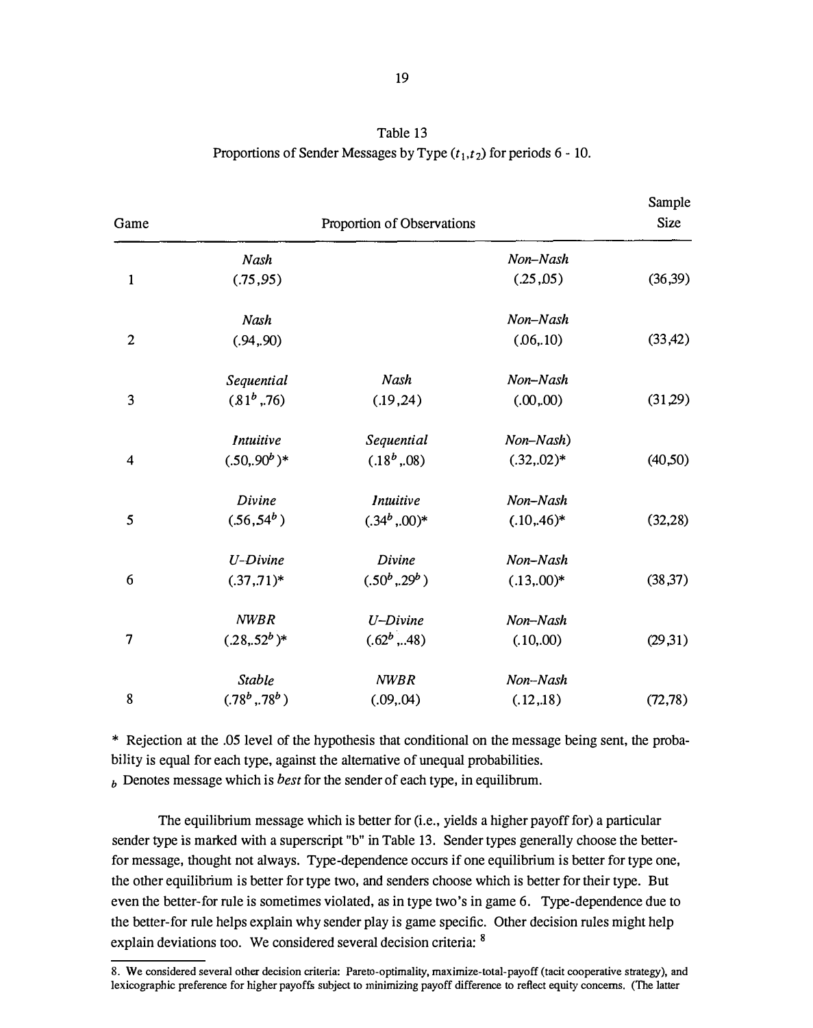Table 13
Proportions of Sender Messages by Type $(t_1,t_2)$ for periods 6 - 10.

| Game | Proportion of Observations | | | Sample Size |
|---|---|---|---|---|
| 1 | *Nash* (.75,.95) | | *Non–Nash* (.25,.05) | (36,39) |
| 2 | *Nash* (.94,.90) | | *Non–Nash* (.06,.10) | (33,42) |
| 3 | *Sequential* (.81[b],.76) | *Nash* (.19,.24) | *Non–Nash* (.00,.00) | (31,29) |
| 4 | *Intuitive* (.50,.90[b])* | *Sequential* (.18[b],.08) | *Non–Nash)* (.32,.02)* | (40,50) |
| 5 | *Divine* (.56,.54[b]) | *Intuitive* (.34[b],.00)* | *Non–Nash* (.10,.46)* | (32,28) |
| 6 | *U-Divine* (.37,.71)* | *Divine* (.50[b],.29[b]) | *Non–Nash* (.13,.00)* | (38,37) |
| 7 | *NWBR* (.28,.52[b])* | *U–Divine* (.62[b],..48) | *Non–Nash* (.10,.00) | (29,31) |
| 8 | *Stable* (.78[b],.78[b]) | *NWBR* (.09,.04) | *Non–Nash* (.12,.18) | (72,78) |

\* Rejection at the .05 level of the hypothesis that conditional on the message being sent, the probability is equal for each type, against the alternative of unequal probabilities.

[b] Denotes message which is *best* for the sender of each type, in equilibrum.

The equilibrium message which is better for (i.e., yields a higher payoff for) a particular sender type is marked with a superscript "b" in Table 13. Sender types generally choose the better-for message, thought not always. Type-dependence occurs if one equilibrium is better for type one, the other equilibrium is better for type two, and senders choose which is better for their type. But even the better-for rule is sometimes violated, as in type two's in game 6. Type-dependence due to the better-for rule helps explain why sender play is game specific. Other decision rules might help explain deviations too. We considered several decision criteria: [8]

8. We considered several other decision criteria: Pareto-optimality, maximize-total-payoff (tacit cooperative strategy), and lexicographic preference for higher payoffs subject to minimizing payoff difference to reflect equity concerns. (The latter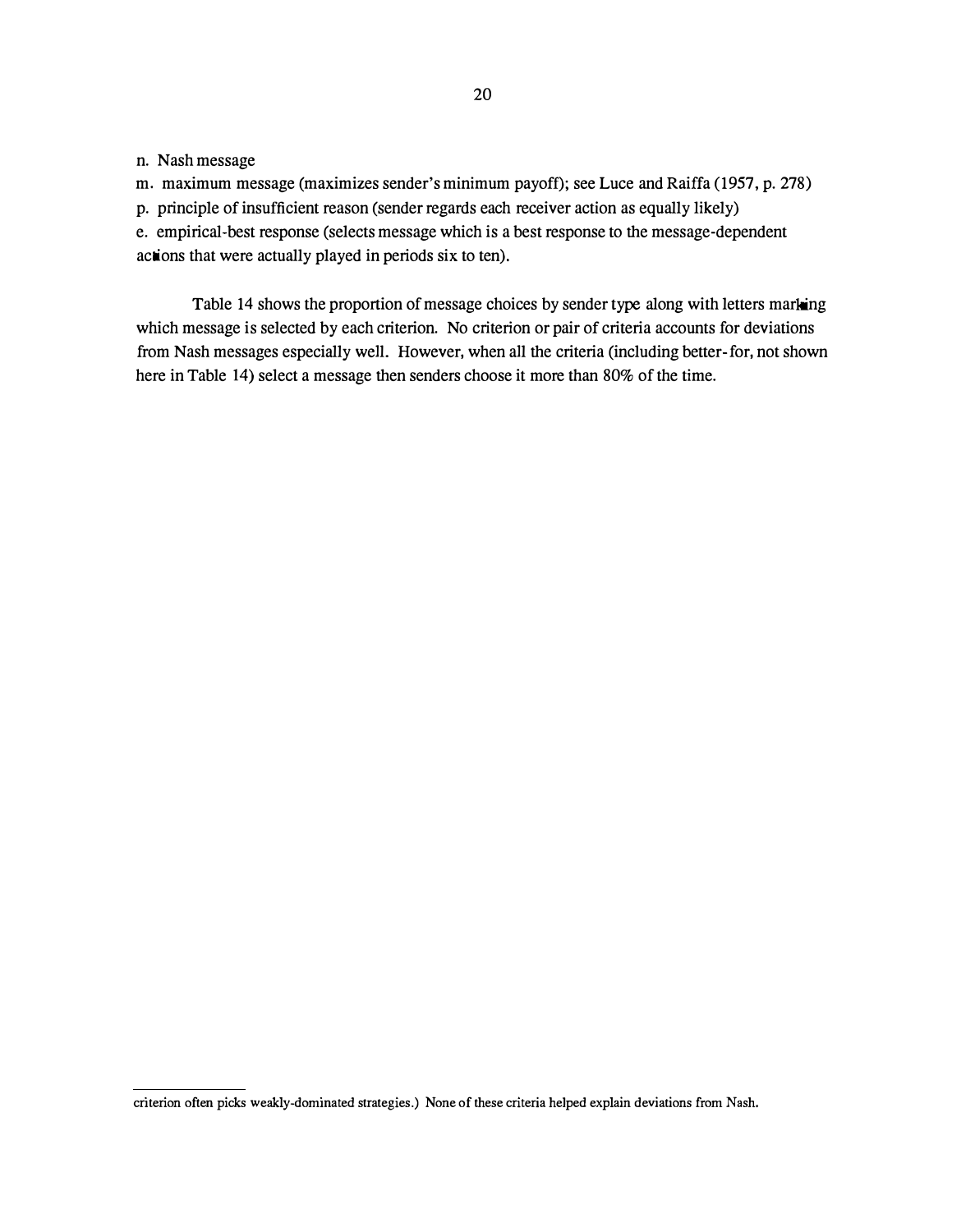n. Nash message

m. maximum message (maximizes sender's minimum payoff); see Luce and Raiffa (1957, p. 278)

p. principle of insufficient reason (sender regards each receiver action as equally likely)

e. empirical-best response (selects message which is a best response to the message-dependent actions that were actually played in periods six to ten).

Table 14 shows the proportion of message choices by sender type along with letters marking which message is selected by each criterion. No criterion or pair of criteria accounts for deviations from Nash messages especially well. However, when all the criteria (including better-for, not shown here in Table 14) select a message then senders choose it more than 80% of the time.

---

criterion often picks weakly-dominated strategies.) None of these criteria helped explain deviations from Nash.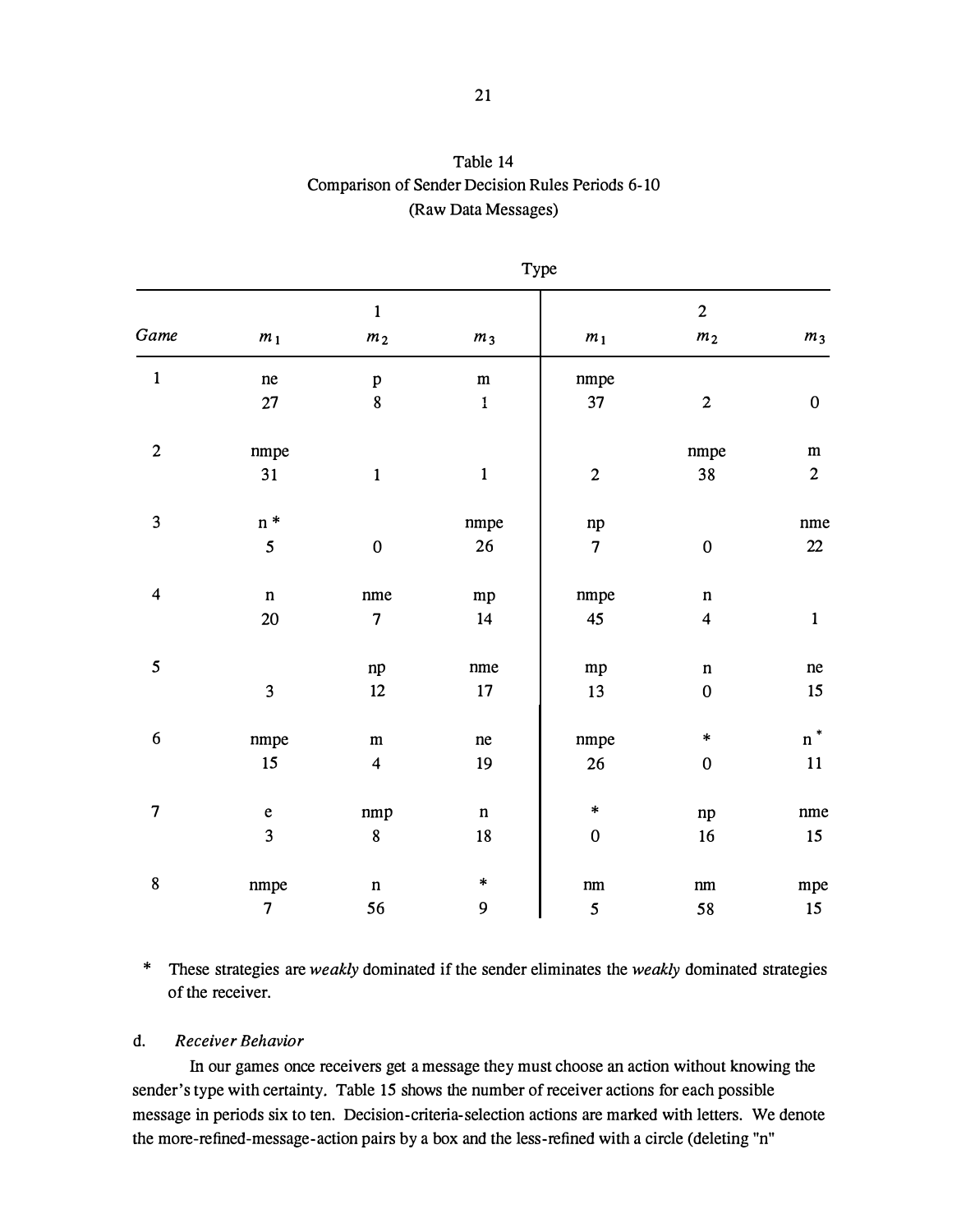Table 14
Comparison of Sender Decision Rules Periods 6-10
(Raw Data Messages)

| | Type | | | | | |
|---|---|---|---|---|---|---|
| | 1 | | | 2 | | |
| *Game* | $m_1$ | $m_2$ | $m_3$ | $m_1$ | $m_2$ | $m_3$ |
| 1 | ne<br>27 | p<br>8 | m<br>1 | nmpe<br>37 | 2 | 0 |
| 2 | nmpe<br>31 | 1 | 1 | 2 | nmpe<br>38 | m<br>2 |
| 3 | n *<br>5 | 0 | nmpe<br>26 | np<br>7 | 0 | nme<br>22 |
| 4 | n<br>20 | nme<br>7 | mp<br>14 | nmpe<br>45 | n<br>4 | 1 |
| 5 | 3 | np<br>12 | nme<br>17 | mp<br>13 | n<br>0 | ne<br>15 |
| 6 | nmpe<br>15 | m<br>4 | ne<br>19 | nmpe<br>26 | *<br>0 | n *<br>11 |
| 7 | e<br>3 | nmp<br>8 | n<br>18 | *<br>0 | np<br>16 | nme<br>15 |
| 8 | nmpe<br>7 | n<br>56 | *<br>9 | nm<br>5 | nm<br>58 | mpe<br>15 |

\* These strategies are *weakly* dominated if the sender eliminates the *weakly* dominated strategies of the receiver.

d. *Receiver Behavior*

In our games once receivers get a message they must choose an action without knowing the sender's type with certainty. Table 15 shows the number of receiver actions for each possible message in periods six to ten. Decision-criteria-selection actions are marked with letters. We denote the more-refined-message-action pairs by a box and the less-refined with a circle (deleting "n"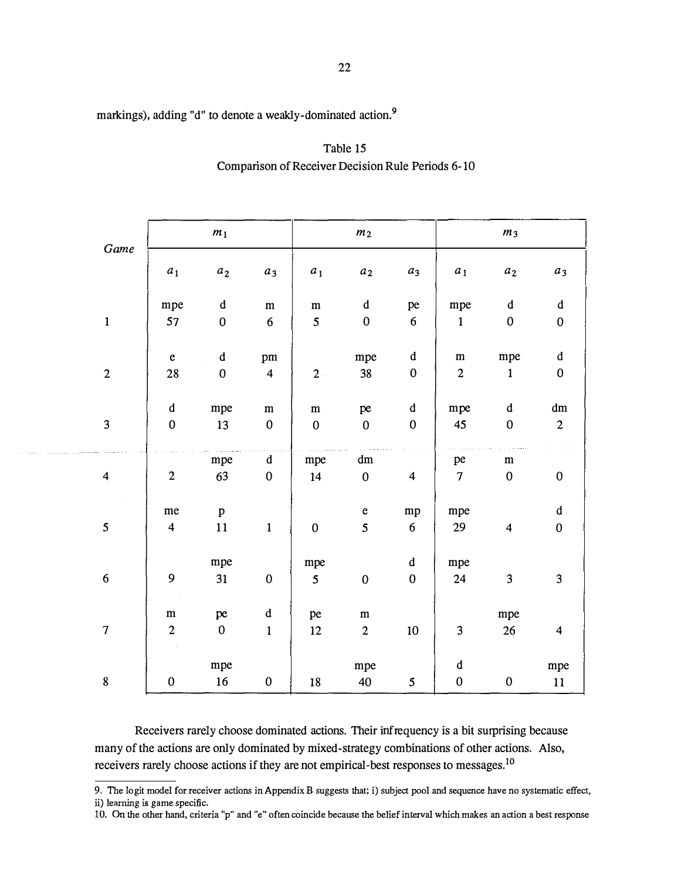markings), adding "d" to denote a weakly-dominated action.[9]

Table 15
Comparison of Receiver Decision Rule Periods 6-10

| Game | $m_1$ | | | $m_2$ | | | $m_3$ | | |
|---|---|---|---|---|---|---|---|---|---|
| | $a_1$ | $a_2$ | $a_3$ | $a_1$ | $a_2$ | $a_3$ | $a_1$ | $a_2$ | $a_3$ |
| 1 | mpe 57 | d 0 | m 6 | m 5 | d 0 | pe 6 | mpe 1 | d 0 | d 0 |
| 2 | e 28 | d 0 | pm 4 | 2 | mpe 38 | d 0 | m 2 | mpe 1 | d 0 |
| 3 | d 0 | mpe 13 | m 0 | m 0 | pe 0 | d 0 | mpe 45 | d 0 | dm 2 |
| 4 | 2 | mpe 63 | d 0 | mpe 14 | dm 0 | 4 | pe 7 | m 0 | 0 |
| 5 | me 4 | p 11 | 1 | 0 | e 5 | mp 6 | mpe 29 | 4 | d 0 |
| 6 | 9 | mpe 31 | 0 | mpe 5 | 0 | d 0 | mpe 24 | 3 | 3 |
| 7 | m 2 | pe 0 | d 1 | pe 12 | m 2 | 10 | 3 | mpe 26 | 4 |
| 8 | 0 | mpe 16 | 0 | 18 | mpe 40 | 5 | d 0 | 0 | mpe 11 |

Receivers rarely choose dominated actions. Their infrequency is a bit surprising because many of the actions are only dominated by mixed-strategy combinations of other actions. Also, receivers rarely choose actions if they are not empirical-best responses to messages.[10]

9. The logit model for receiver actions in Appendix B suggests that; i) subject pool and sequence have no systematic effect, ii) learning is game specific.

10. On the other hand, criteria "p" and "e" often coincide because the belief interval which makes an action a best response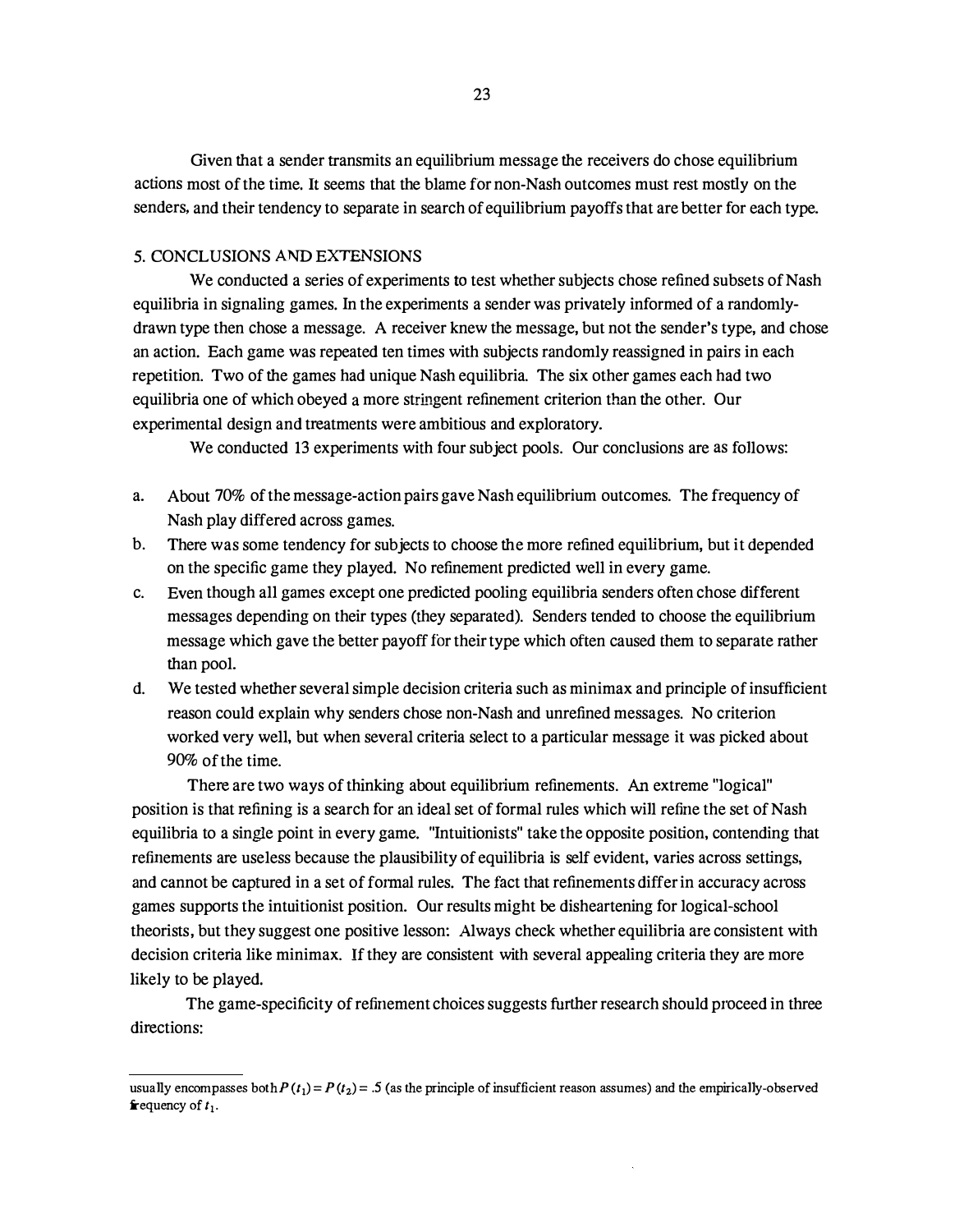Given that a sender transmits an equilibrium message the receivers do chose equilibrium actions most of the time. It seems that the blame for non-Nash outcomes must rest mostly on the senders, and their tendency to separate in search of equilibrium payoffs that are better for each type.

## 5. CONCLUSIONS AND EXTENSIONS

We conducted a series of experiments to test whether subjects chose refined subsets of Nash equilibria in signaling games. In the experiments a sender was privately informed of a randomly-drawn type then chose a message. A receiver knew the message, but not the sender's type, and chose an action. Each game was repeated ten times with subjects randomly reassigned in pairs in each repetition. Two of the games had unique Nash equilibria. The six other games each had two equilibria one of which obeyed a more stringent refinement criterion than the other. Our experimental design and treatments were ambitious and exploratory.

We conducted 13 experiments with four subject pools. Our conclusions are as follows:

a. About 70% of the message-action pairs gave Nash equilibrium outcomes. The frequency of Nash play differed across games.
b. There was some tendency for subjects to choose the more refined equilibrium, but it depended on the specific game they played. No refinement predicted well in every game.
c. Even though all games except one predicted pooling equilibria senders often chose different messages depending on their types (they separated). Senders tended to choose the equilibrium message which gave the better payoff for their type which often caused them to separate rather than pool.
d. We tested whether several simple decision criteria such as minimax and principle of insufficient reason could explain why senders chose non-Nash and unrefined messages. No criterion worked very well, but when several criteria select to a particular message it was picked about 90% of the time.

There are two ways of thinking about equilibrium refinements. An extreme "logical" position is that refining is a search for an ideal set of formal rules which will refine the set of Nash equilibria to a single point in every game. "Intuitionists" take the opposite position, contending that refinements are useless because the plausibility of equilibria is self evident, varies across settings, and cannot be captured in a set of formal rules. The fact that refinements differ in accuracy across games supports the intuitionist position. Our results might be disheartening for logical-school theorists, but they suggest one positive lesson: Always check whether equilibria are consistent with decision criteria like minimax. If they are consistent with several appealing criteria they are more likely to be played.

The game-specificity of refinement choices suggests further research should proceed in three directions:

---

usually encompasses both $P(t_1) = P(t_2) = .5$ (as the principle of insufficient reason assumes) and the empirically-observed frequency of $t_1$.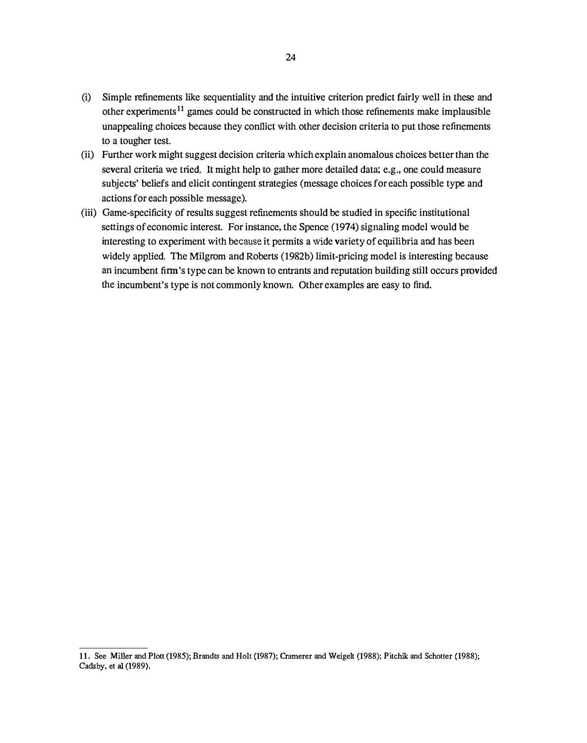(i) Simple refinements like sequentiality and the intuitive criterion predict fairly well in these and other experiments[11] games could be constructed in which those refinements make implausible unappealing choices because they conflict with other decision criteria to put those refinements to a tougher test.

(ii) Further work might suggest decision criteria which explain anomalous choices better than the several criteria we tried. It might help to gather more detailed data; e.g., one could measure subjects' beliefs and elicit contingent strategies (message choices for each possible type and actions for each possible message).

(iii) Game-specificity of results suggest refinements should be studied in specific institutional settings of economic interest. For instance, the Spence (1974) signaling model would be interesting to experiment with because it permits a wide variety of equilibria and has been widely applied. The Milgrom and Roberts (1982b) limit-pricing model is interesting because an incumbent firm's type can be known to entrants and reputation building still occurs provided the incumbent's type is not commonly known. Other examples are easy to find.

---

11. See Miller and Plott (1985); Brandts and Holt (1987); Cramerer and Weigelt (1988); Pitchik and Schotter (1988); Cadsby, et al (1989).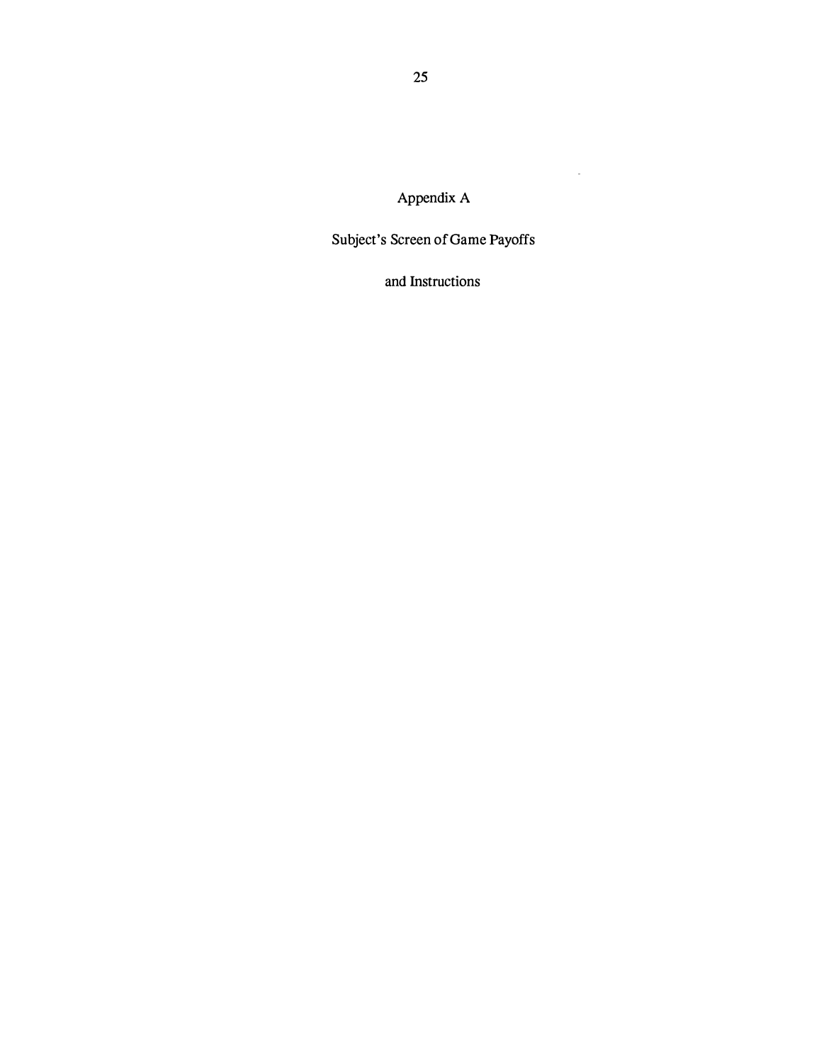# Appendix A

## Subject's Screen of Game Payoffs

## and Instructions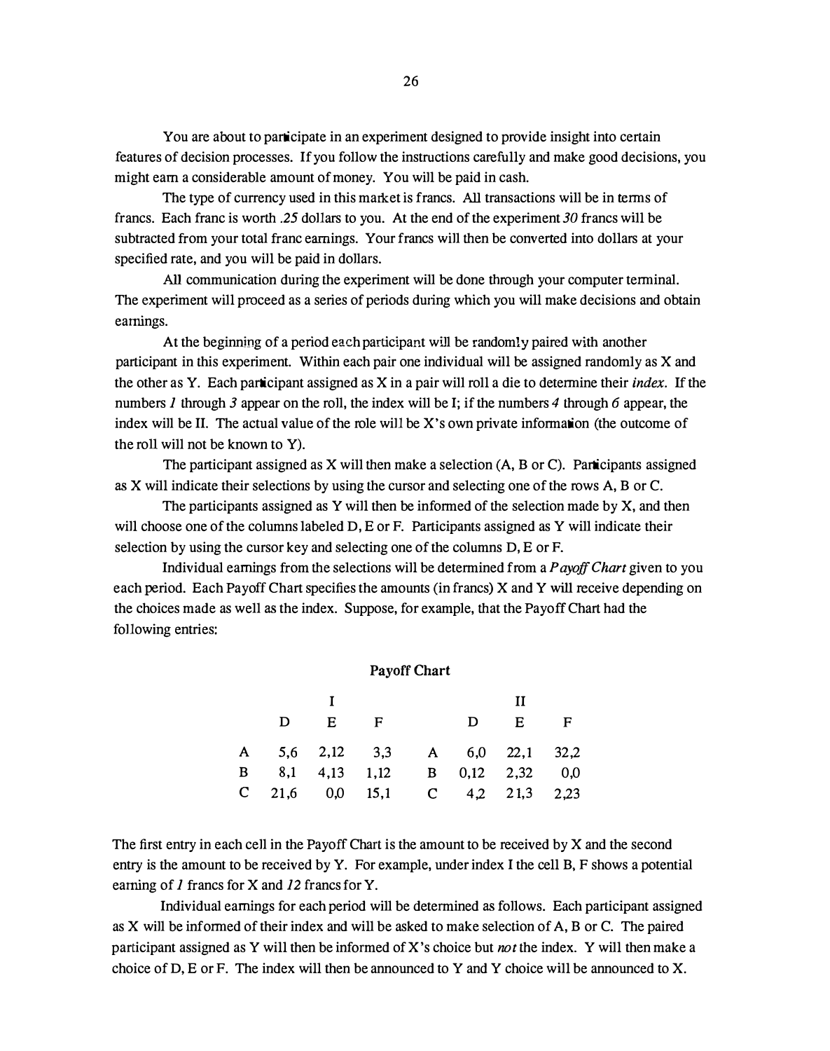You are about to participate in an experiment designed to provide insight into certain features of decision processes. If you follow the instructions carefully and make good decisions, you might earn a considerable amount of money. You will be paid in cash.

The type of currency used in this market is francs. All transactions will be in terms of francs. Each franc is worth *.25* dollars to you. At the end of the experiment *30* francs will be subtracted from your total franc earnings. Your francs will then be converted into dollars at your specified rate, and you will be paid in dollars.

All communication during the experiment will be done through your computer terminal. The experiment will proceed as a series of periods during which you will make decisions and obtain earnings.

At the beginning of a period each participant will be randomly paired with another participant in this experiment. Within each pair one individual will be assigned randomly as X and the other as Y. Each participant assigned as X in a pair will roll a die to determine their *index*. If the numbers *1* through *3* appear on the roll, the index will be I; if the numbers *4* through *6* appear, the index will be II. The actual value of the role will be X's own private information (the outcome of the roll will not be known to Y).

The participant assigned as X will then make a selection (A, B or C). Participants assigned as X will indicate their selections by using the cursor and selecting one of the rows A, B or C.

The participants assigned as Y will then be informed of the selection made by X, and then will choose one of the columns labeled D, E or F. Participants assigned as Y will indicate their selection by using the cursor key and selecting one of the columns D, E or F.

Individual earnings from the selections will be determined from a *Payoff Chart* given to you each period. Each Payoff Chart specifies the amounts (in francs) X and Y will receive depending on the choices made as well as the index. Suppose, for example, that the Payoff Chart had the following entries:

**Payoff Chart**

| | I | | | | II | | |
|---|---|---|---|---|---|---|---|
| | D | E | F | | D | E | F |
| A | 5,6 | 2,12 | 3,3 | A | 6,0 | 22,1 | 32,2 |
| B | 8,1 | 4,13 | 1,12 | B | 0,12 | 2,32 | 0,0 |
| C | 21,6 | 0,0 | 15,1 | C | 4,2 | 21,3 | 2,23 |

The first entry in each cell in the Payoff Chart is the amount to be received by X and the second entry is the amount to be received by Y. For example, under index I the cell B, F shows a potential earning of *1* francs for X and *12* francs for Y.

Individual earnings for each period will be determined as follows. Each participant assigned as X will be informed of their index and will be asked to make selection of A, B or C. The paired participant assigned as Y will then be informed of X's choice but *not* the index. Y will then make a choice of D, E or F. The index will then be announced to Y and Y choice will be announced to X.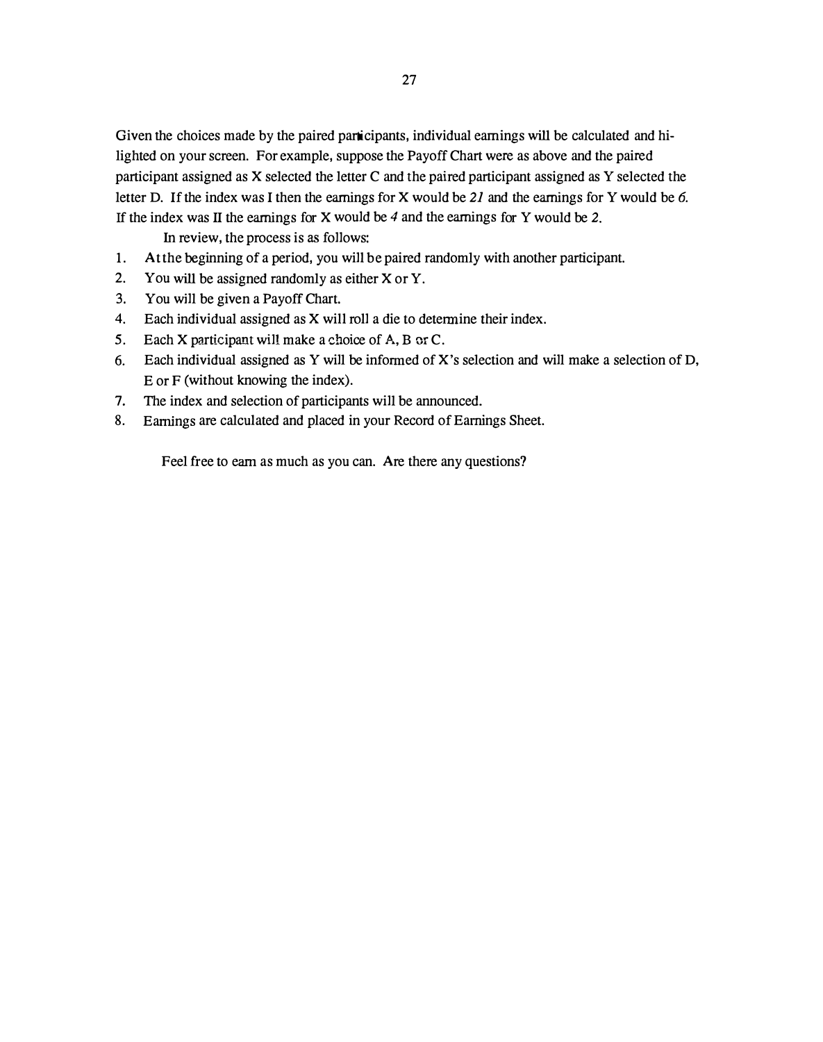Given the choices made by the paired participants, individual earnings will be calculated and hi-lighted on your screen. For example, suppose the Payoff Chart were as above and the paired participant assigned as X selected the letter C and the paired participant assigned as Y selected the letter D. If the index was I then the earnings for X would be *21* and the earnings for Y would be *6*. If the index was II the earnings for X would be *4* and the earnings for Y would be *2*.

In review, the process is as follows:

1. At the beginning of a period, you will be paired randomly with another participant.
2. You will be assigned randomly as either X or Y.
3. You will be given a Payoff Chart.
4. Each individual assigned as X will roll a die to determine their index.
5. Each X participant will make a choice of A, B or C.
6. Each individual assigned as Y will be informed of X's selection and will make a selection of D, E or F (without knowing the index).
7. The index and selection of participants will be announced.
8. Earnings are calculated and placed in your Record of Earnings Sheet.

Feel free to earn as much as you can. Are there any questions?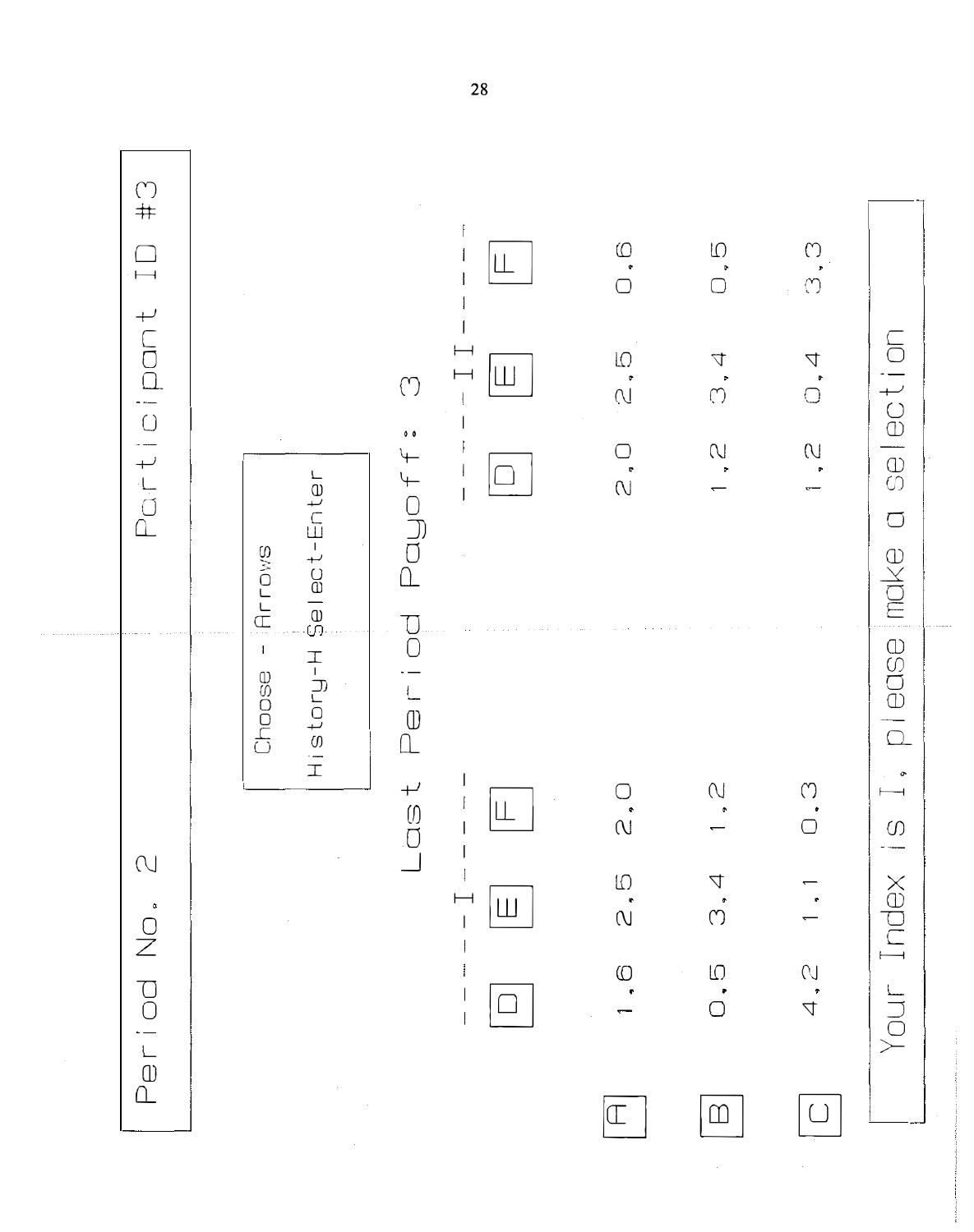| Period No. 2 | Participant ID #3 |
|---|---|

Choose - Arrows

History-H Select-Enter

Last Period Payoff: 3

| | I | | | II | | |
|---|---|---|---|---|---|---|
| | D | E | F | D | E | F |
| A | 1,6 | 2,5 | 2,0 | 2,0 | 2,5 | 0,6 |
| B | 0,5 | 3,4 | 1,2 | 1,2 | 3,4 | 0,5 |
| C | 4,2 | 1,1 | 0,3 | 1,2 | 0,4 | 3,3 |

Your Index is I, please make a selection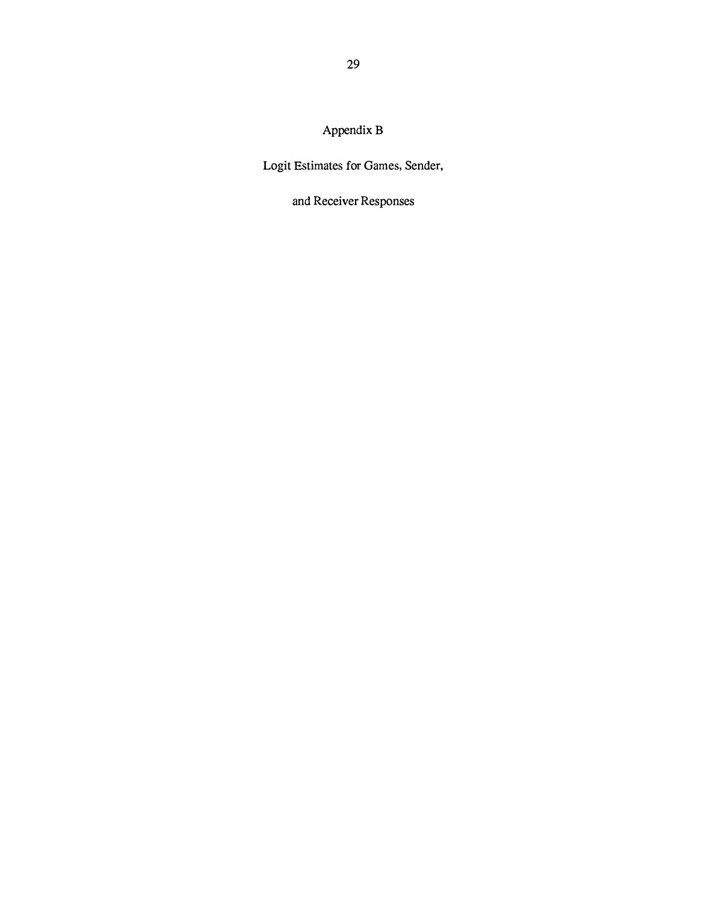# Appendix B

## Logit Estimates for Games, Sender, and Receiver Responses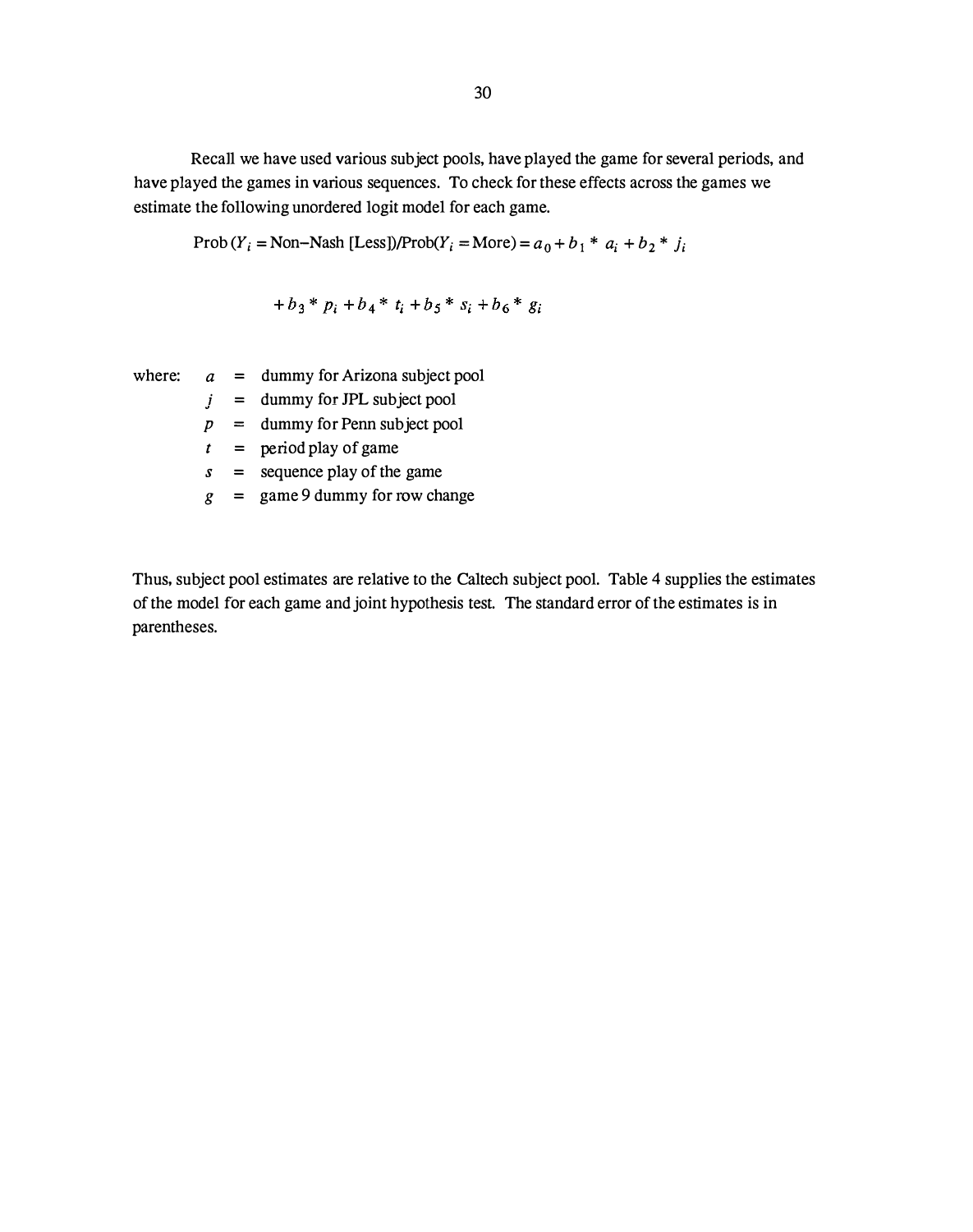Recall we have used various subject pools, have played the game for several periods, and have played the games in various sequences. To check for these effects across the games we estimate the following unordered logit model for each game.

$$\text{Prob}\,(Y_i = \text{Non–Nash [Less]})/\text{Prob}(Y_i = \text{More}) = a_0 + b_1 * a_i + b_2 * j_i$$

$$+ b_3 * p_i + b_4 * t_i + b_5 * s_i + b_6 * g_i$$

where:

- $a$ = dummy for Arizona subject pool
- $j$ = dummy for JPL subject pool
- $p$ = dummy for Penn subject pool
- $t$ = period play of game
- $s$ = sequence play of the game
- $g$ = game 9 dummy for row change

Thus, subject pool estimates are relative to the Caltech subject pool. Table 4 supplies the estimates of the model for each game and joint hypothesis test. The standard error of the estimates is in parentheses.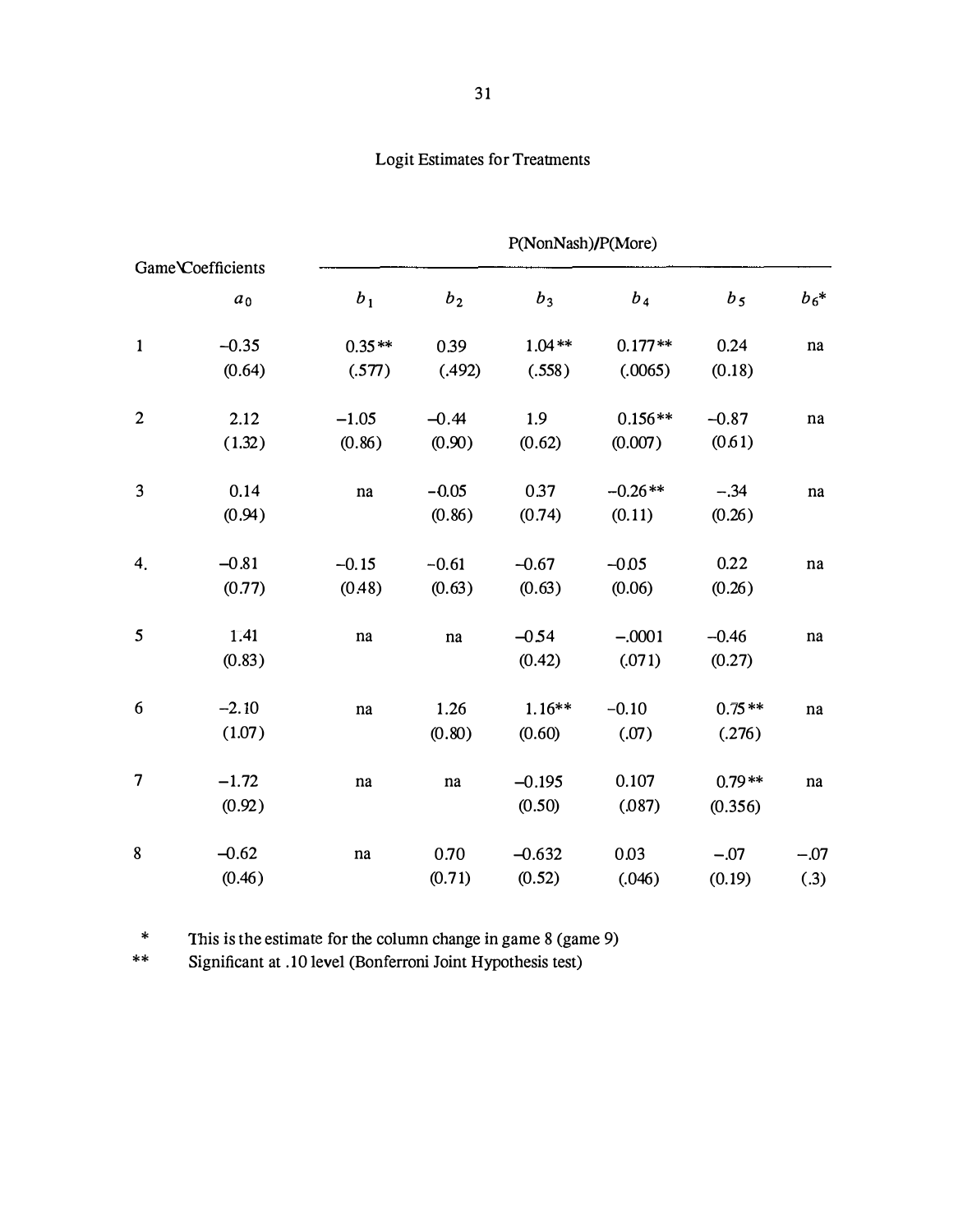# Logit Estimates for Treatments

| Game\Coefficients | | P(NonNash)/P(More) | | | | | |
|---|---|---|---|---|---|---|---|
| | $a_0$ | $b_1$ | $b_2$ | $b_3$ | $b_4$ | $b_5$ | $b_6$* |
| 1 | −0.35 | 0.35** | 0.39 | 1.04** | 0.177** | 0.24 | na |
| | (0.64) | (.577) | (.492) | (.558) | (.0065) | (0.18) | |
| 2 | 2.12 | −1.05 | −0.44 | 1.9 | 0.156** | −0.87 | na |
| | (1.32) | (0.86) | (0.90) | (0.62) | (0.007) | (0.61) | |
| 3 | 0.14 | na | −0.05 | 0.37 | −0.26** | −.34 | na |
| | (0.94) | | (0.86) | (0.74) | (0.11) | (0.26) | |
| 4. | −0.81 | −0.15 | −0.61 | −0.67 | −0.05 | 0.22 | na |
| | (0.77) | (0.48) | (0.63) | (0.63) | (0.06) | (0.26) | |
| 5 | 1.41 | na | na | −0.54 | −.0001 | −0.46 | na |
| | (0.83) | | | (0.42) | (.071) | (0.27) | |
| 6 | −2.10 | na | 1.26 | 1.16** | −0.10 | 0.75** | na |
| | (1.07) | | (0.80) | (0.60) | (.07) | (.276) | |
| 7 | −1.72 | na | na | −0.195 | 0.107 | 0.79** | na |
| | (0.92) | | | (0.50) | (.087) | (0.356) | |
| 8 | −0.62 | na | 0.70 | −0.632 | 0.03 | −.07 | −.07 |
| | (0.46) | | (0.71) | (0.52) | (.046) | (0.19) | (.3) |

\* This is the estimate for the column change in game 8 (game 9)

\*\* Significant at .10 level (Bonferroni Joint Hypothesis test)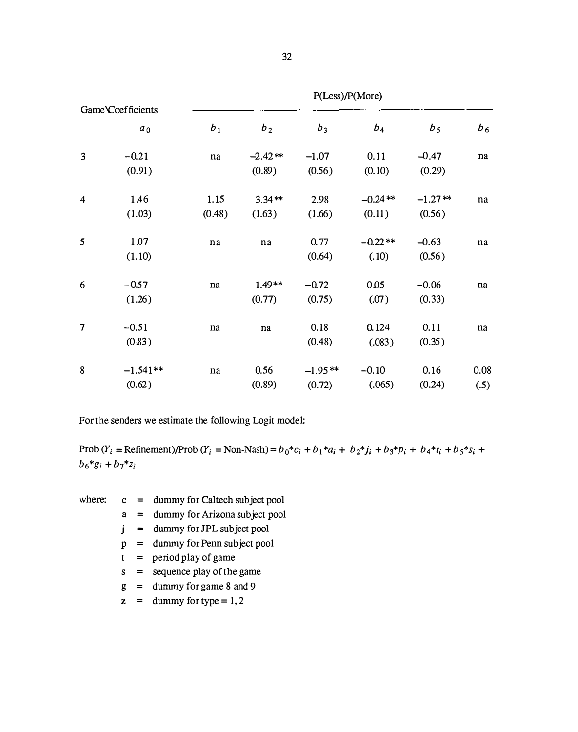| Game\Coefficients | | P(Less)/P(More) | | | | | |
|---|---|---|---|---|---|---|---|
| | $a_0$ | $b_1$ | $b_2$ | $b_3$ | $b_4$ | $b_5$ | $b_6$ |
| 3 | −0.21 | na | −2.42** | −1.07 | 0.11 | −0.47 | na |
| | (0.91) | | (0.89) | (0.56) | (0.10) | (0.29) | |
| 4 | 1.46 | 1.15 | 3.34** | 2.98 | −0.24** | −1.27** | na |
| | (1.03) | (0.48) | (1.63) | (1.66) | (0.11) | (0.56) | |
| 5 | 1.07 | na | na | 0.77 | −0.22** | −0.63 | na |
| | (1.10) | | | (0.64) | (.10) | (0.56) | |
| 6 | −0.57 | na | 1.49** | −0.72 | 0.05 | −0.06 | na |
| | (1.26) | | (0.77) | (0.75) | (.07) | (0.33) | |
| 7 | −0.51 | na | na | 0.18 | 0.124 | 0.11 | na |
| | (0.83) | | | (0.48) | (.083) | (0.35) | |
| 8 | −1.541** | na | 0.56 | −1.95** | −0.10 | 0.16 | 0.08 |
| | (0.62) | | (0.89) | (0.72) | (.065) | (0.24) | (.5) |

For the senders we estimate the following Logit model:

Prob ($Y_i$ = Refinement)/Prob ($Y_i$ = Non-Nash) = $b_0{*}c_i + b_1{*}a_i + b_2{*}j_i + b_3{*}p_i + b_4{*}t_i + b_5{*}s_i + b_6{*}g_i + b_7{*}z_i$

where:
- c = dummy for Caltech subject pool
- a = dummy for Arizona subject pool
- j = dummy for JPL subject pool
- p = dummy for Penn subject pool
- t = period play of game
- s = sequence play of the game
- g = dummy for game 8 and 9
- z = dummy for type = 1, 2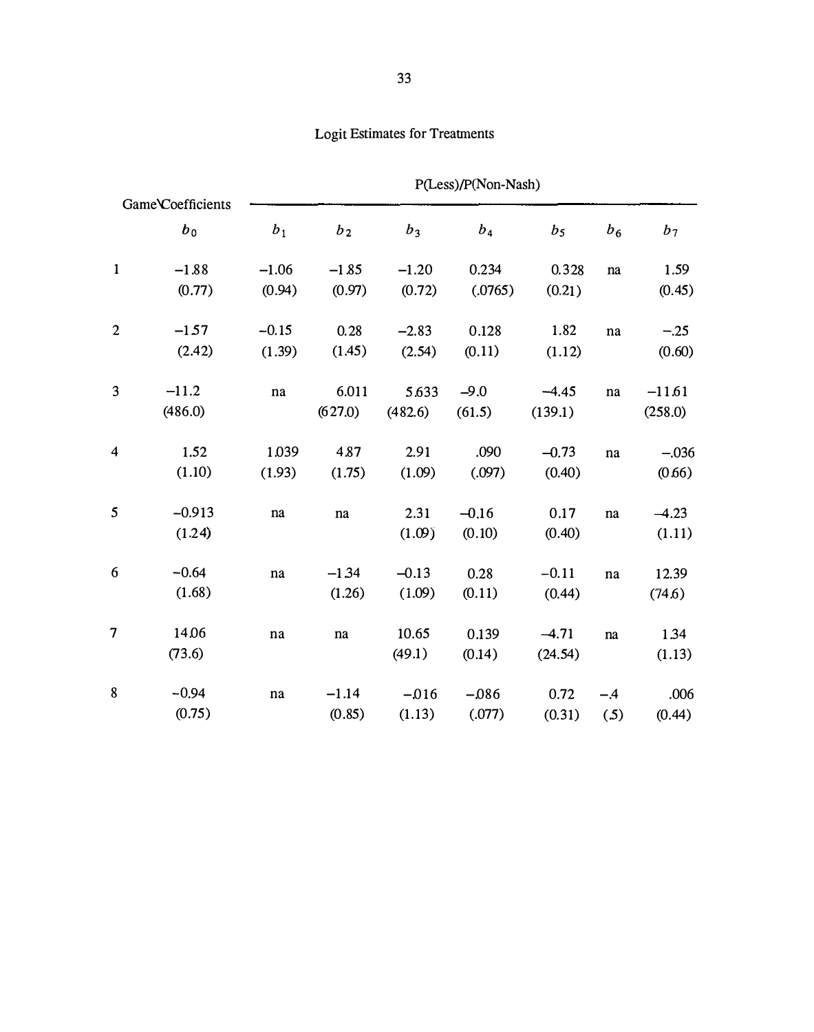## Logit Estimates for Treatments

| Game\Coefficients | | P(Less)/P(Non-Nash) | | | | | | |
|---|---|---|---|---|---|---|---|---|
| | $b_0$ | $b_1$ | $b_2$ | $b_3$ | $b_4$ | $b_5$ | $b_6$ | $b_7$ |
| 1 | −1.88 | −1.06 | −1.85 | −1.20 | 0.234 | 0.328 | na | 1.59 |
| | (0.77) | (0.94) | (0.97) | (0.72) | (.0765) | (0.21) | | (0.45) |
| 2 | −1.57 | −0.15 | 0.28 | −2.83 | 0.128 | 1.82 | na | −.25 |
| | (2.42) | (1.39) | (1.45) | (2.54) | (0.11) | (1.12) | | (0.60) |
| 3 | −11.2 | na | 6.011 | 5.633 | −9.0 | −4.45 | na | −11.61 |
| | (486.0) | | (627.0) | (482.6) | (61.5) | (139.1) | | (258.0) |
| 4 | 1.52 | 1.039 | 4.87 | 2.91 | .090 | −0.73 | na | −.036 |
| | (1.10) | (1.93) | (1.75) | (1.09) | (.097) | (0.40) | | (0.66) |
| 5 | −0.913 | na | na | 2.31 | −0.16 | 0.17 | na | −4.23 |
| | (1.24) | | | (1.09) | (0.10) | (0.40) | | (1.11) |
| 6 | −0.64 | na | −1.34 | −0.13 | 0.28 | −0.11 | na | 12.39 |
| | (1.68) | | (1.26) | (1.09) | (0.11) | (0.44) | | (74.6) |
| 7 | 14.06 | na | na | 10.65 | 0.139 | −4.71 | na | 1.34 |
| | (73.6) | | | (49.1) | (0.14) | (24.54) | | (1.13) |
| 8 | −0.94 | na | −1.14 | −.016 | −.086 | 0.72 | −.4 | .006 |
| | (0.75) | | (0.85) | (1.13) | (.077) | (0.31) | (.5) | (0.44) |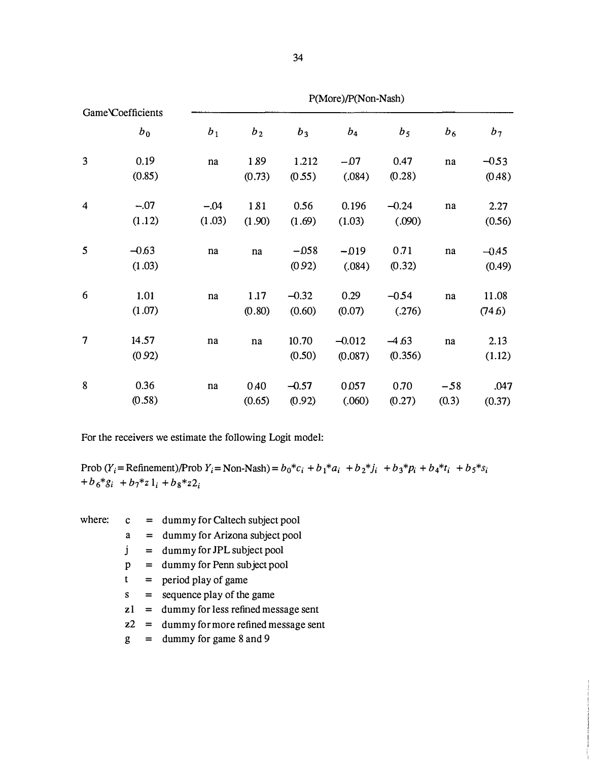| Game\Coefficients | P(More)/P(Non-Nash) | | | | | | | |
|---|---|---|---|---|---|---|---|---|
| | $b_0$ | $b_1$ | $b_2$ | $b_3$ | $b_4$ | $b_5$ | $b_6$ | $b_7$ |
| 3 | 0.19 | na | 1.89 | 1.212 | −.07 | 0.47 | na | −0.53 |
| | (0.85) | | (0.73) | (0.55) | (.084) | (0.28) | | (0.48) |
| 4 | −.07 | −.04 | 1.81 | 0.56 | 0.196 | −0.24 | na | 2.27 |
| | (1.12) | (1.03) | (1.90) | (1.69) | (1.03) | (.090) | | (0.56) |
| 5 | −0.63 | na | na | −.058 | −.019 | 0.71 | na | −0.45 |
| | (1.03) | | | (0.92) | (.084) | (0.32) | | (0.49) |
| 6 | 1.01 | na | 1.17 | −0.32 | 0.29 | −0.54 | na | 11.08 |
| | (1.07) | | (0.80) | (0.60) | (0.07) | (.276) | | (74.6) |
| 7 | 14.57 | na | na | 10.70 | −0.012 | −4.63 | na | 2.13 |
| | (0.92) | | | (0.50) | (0.087) | (0.356) | | (1.12) |
| 8 | 0.36 | na | 0.40 | −0.57 | 0.057 | 0.70 | −.58 | .047 |
| | (0.58) | | (0.65) | (0.92) | (.060) | (0.27) | (0.3) | (0.37) |

For the receivers we estimate the following Logit model:

$$\text{Prob}(Y_i = \text{Refinement})/\text{Prob}\, Y_i = \text{Non-Nash}) = b_0{*}c_i + b_1{*}a_i + b_2{*}j_i + b_3{*}p_i + b_4{*}t_i + b_5{*}s_i + b_6{*}g_i + b_7{*}z1_i + b_8{*}z2_i$$

where:
- c = dummy for Caltech subject pool
- a = dummy for Arizona subject pool
- j = dummy for JPL subject pool
- p = dummy for Penn subject pool
- t = period play of game
- s = sequence play of the game
- z1 = dummy for less refined message sent
- z2 = dummy for more refined message sent
- g = dummy for game 8 and 9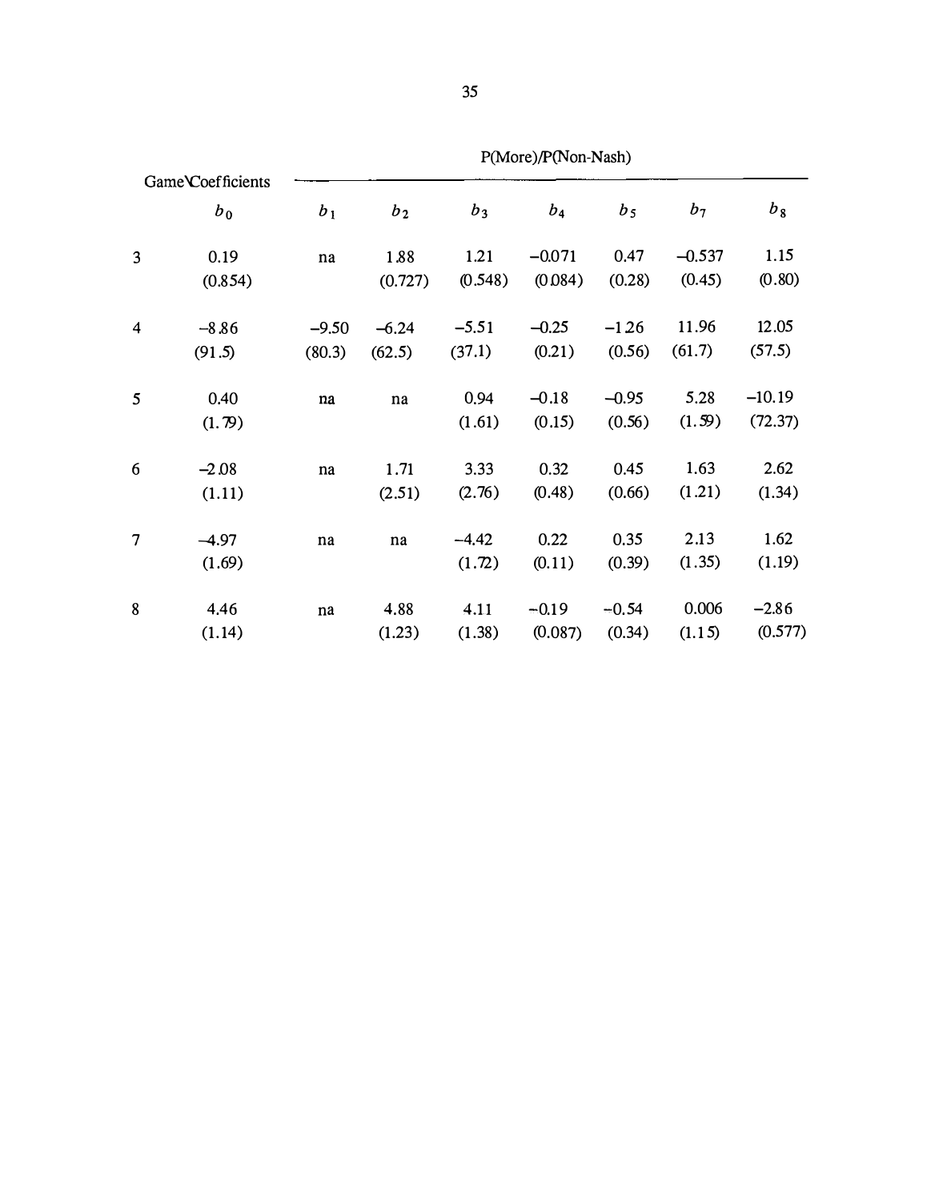| Game\Coefficients | P(More)/P(Non-Nash) | | | | | | |
|---|---|---|---|---|---|---|---|
| | $b_0$ | $b_1$ | $b_2$ | $b_3$ | $b_4$ | $b_5$ | $b_7$ | $b_8$ |
| 3 | 0.19 | na | 1.88 | 1.21 | −0.071 | 0.47 | −0.537 | 1.15 |
| | (0.854) | | (0.727) | (0.548) | (0.084) | (0.28) | (0.45) | (0.80) |
| 4 | −8.86 | −9.50 | −6.24 | −5.51 | −0.25 | −1.26 | 11.96 | 12.05 |
| | (91.5) | (80.3) | (62.5) | (37.1) | (0.21) | (0.56) | (61.7) | (57.5) |
| 5 | 0.40 | na | na | 0.94 | −0.18 | −0.95 | 5.28 | −10.19 |
| | (1.79) | | | (1.61) | (0.15) | (0.56) | (1.59) | (72.37) |
| 6 | −2.08 | na | 1.71 | 3.33 | 0.32 | 0.45 | 1.63 | 2.62 |
| | (1.11) | | (2.51) | (2.76) | (0.48) | (0.66) | (1.21) | (1.34) |
| 7 | −4.97 | na | na | −4.42 | 0.22 | 0.35 | 2.13 | 1.62 |
| | (1.69) | | | (1.72) | (0.11) | (0.39) | (1.35) | (1.19) |
| 8 | 4.46 | na | 4.88 | 4.11 | −0.19 | −0.54 | 0.006 | −2.86 |
| | (1.14) | | (1.23) | (1.38) | (0.087) | (0.34) | (1.15) | (0.577) |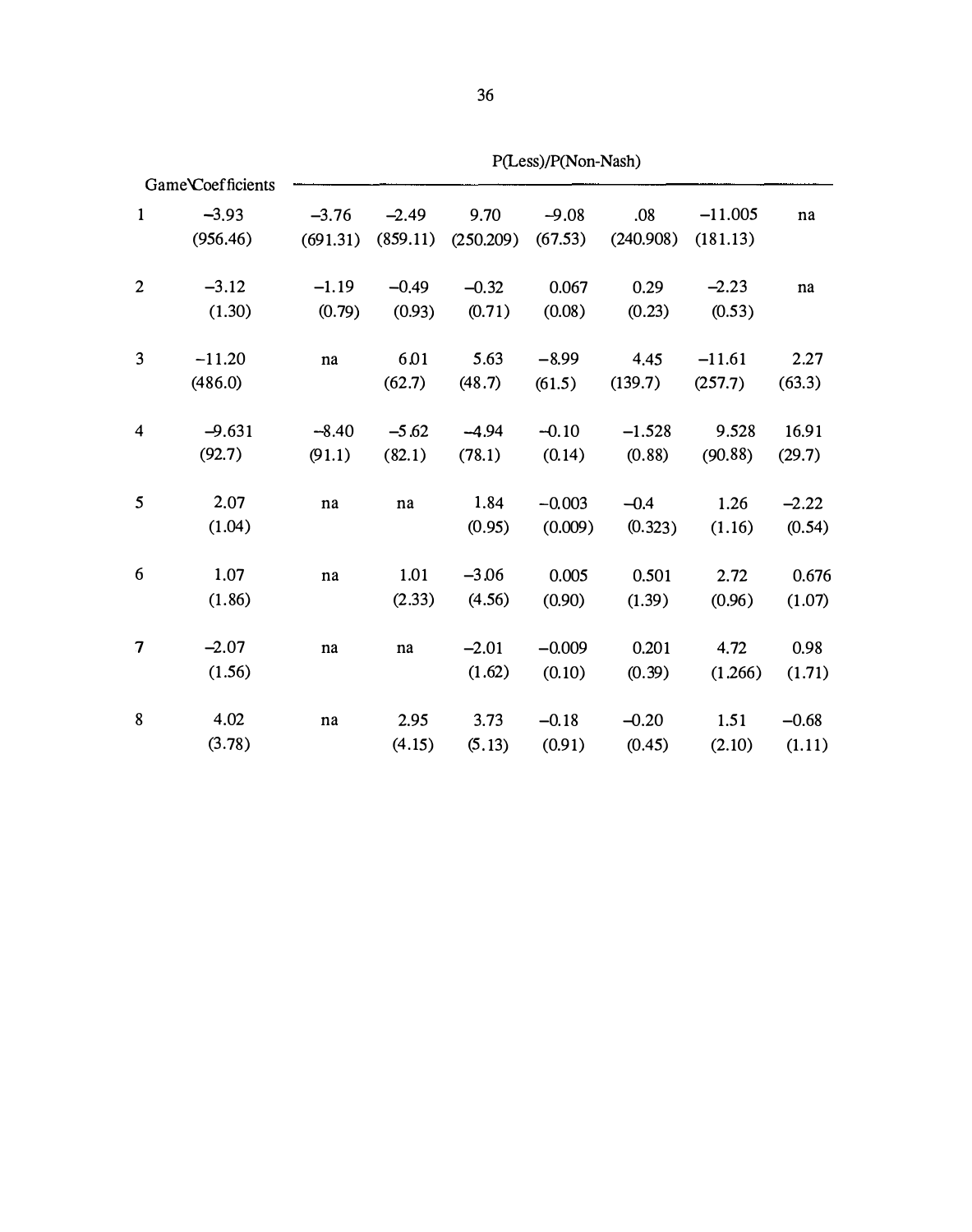| Game\Coefficients | | P(Less)/P(Non-Nash) | | | | | | |
|---|---|---|---|---|---|---|---|---|
| 1 | −3.93 | −3.76 | −2.49 | 9.70 | −9.08 | .08 | −11.005 | na |
| | (956.46) | (691.31) | (859.11) | (250.209) | (67.53) | (240.908) | (181.13) | |
| 2 | −3.12 | −1.19 | −0.49 | −0.32 | 0.067 | 0.29 | −2.23 | na |
| | (1.30) | (0.79) | (0.93) | (0.71) | (0.08) | (0.23) | (0.53) | |
| 3 | −11.20 | na | 6.01 | 5.63 | −8.99 | 4.45 | −11.61 | 2.27 |
| | (486.0) | | (62.7) | (48.7) | (61.5) | (139.7) | (257.7) | (63.3) |
| 4 | −9.631 | −8.40 | −5.62 | −4.94 | −0.10 | −1.528 | 9.528 | 16.91 |
| | (92.7) | (91.1) | (82.1) | (78.1) | (0.14) | (0.88) | (90.88) | (29.7) |
| 5 | 2.07 | na | na | 1.84 | −0.003 | −0.4 | 1.26 | −2.22 |
| | (1.04) | | | (0.95) | (0.009) | (0.323) | (1.16) | (0.54) |
| 6 | 1.07 | na | 1.01 | −3.06 | 0.005 | 0.501 | 2.72 | 0.676 |
| | (1.86) | | (2.33) | (4.56) | (0.90) | (1.39) | (0.96) | (1.07) |
| 7 | −2.07 | na | na | −2.01 | −0.009 | 0.201 | 4.72 | 0.98 |
| | (1.56) | | | (1.62) | (0.10) | (0.39) | (1.266) | (1.71) |
| 8 | 4.02 | na | 2.95 | 3.73 | −0.18 | −0.20 | 1.51 | −0.68 |
| | (3.78) | | (4.15) | (5.13) | (0.91) | (0.45) | (2.10) | (1.11) |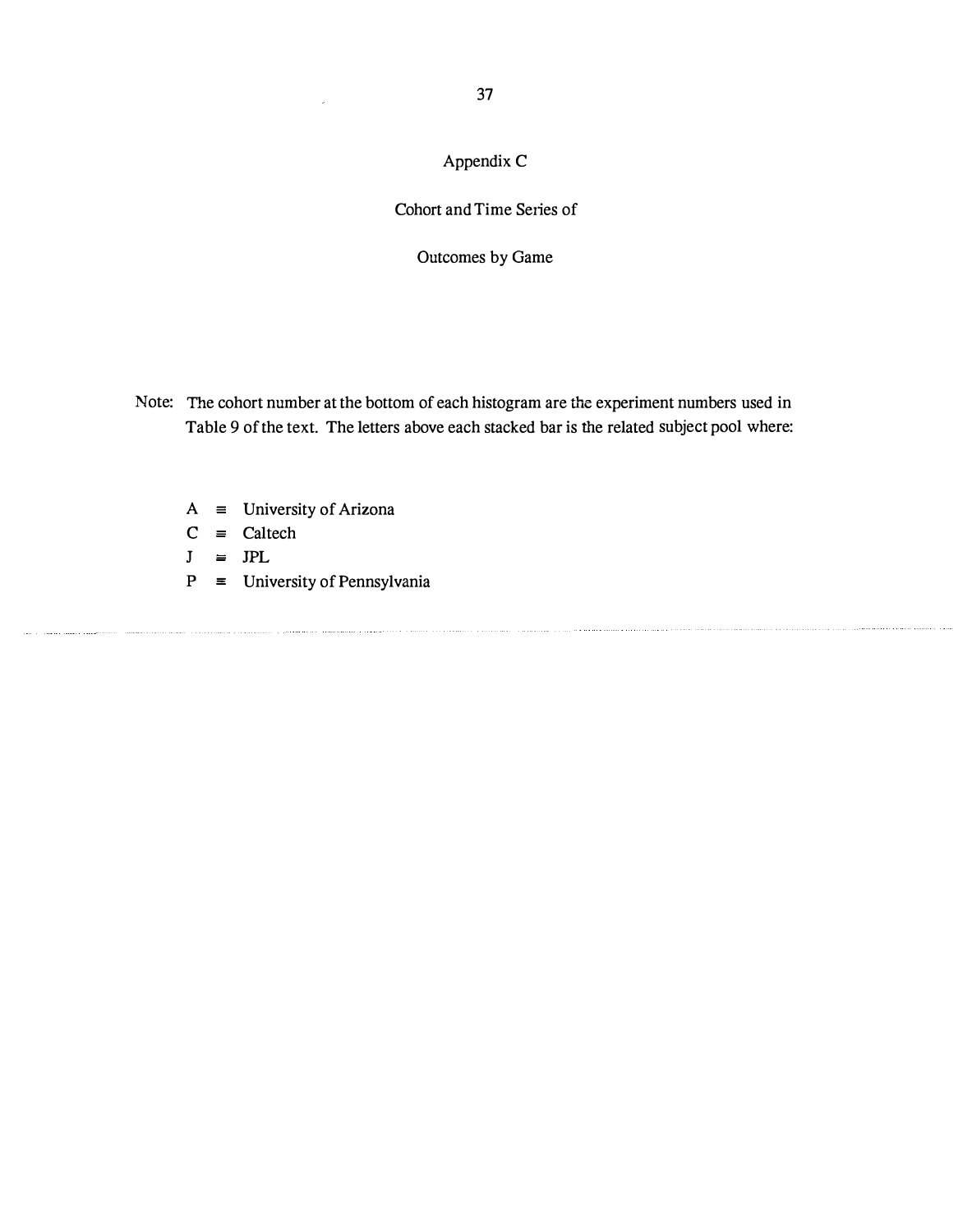# Appendix C

## Cohort and Time Series of

## Outcomes by Game

Note: The cohort number at the bottom of each histogram are the experiment numbers used in Table 9 of the text. The letters above each stacked bar is the related subject pool where:

- A ≡ University of Arizona
- C ≡ Caltech
- J ≡ JPL
- P ≡ University of Pennsylvania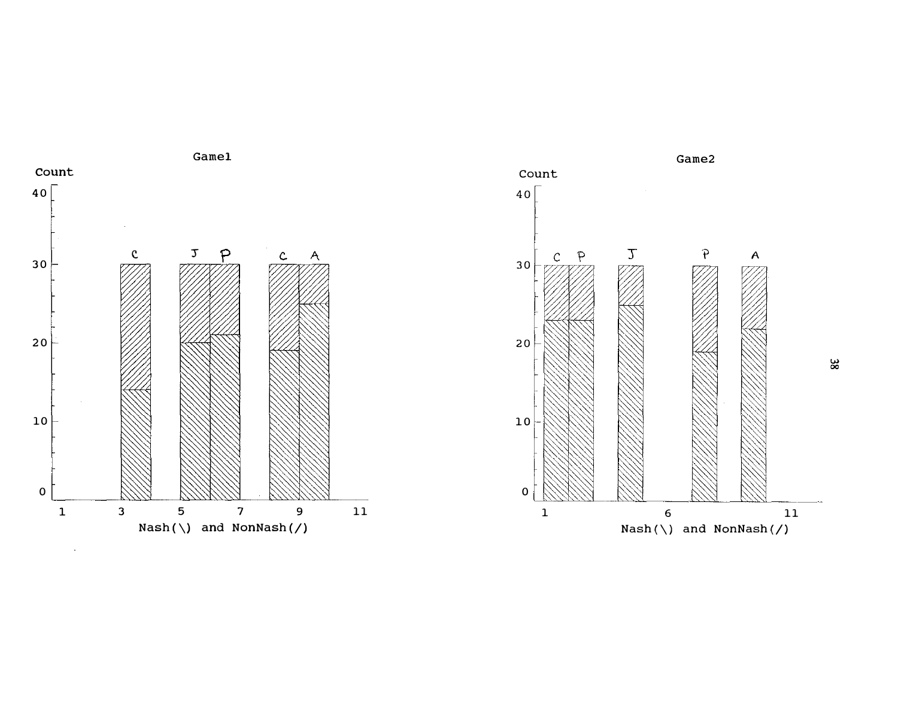Game1

Count

40

30

20

10

0

1 3 5 7 9 11

Nash(\) and NonNash(/)

C J P C A

Game2

Count

40

30

20

10

0

1 6 11

Nash(\) and NonNash(/)

C P J P A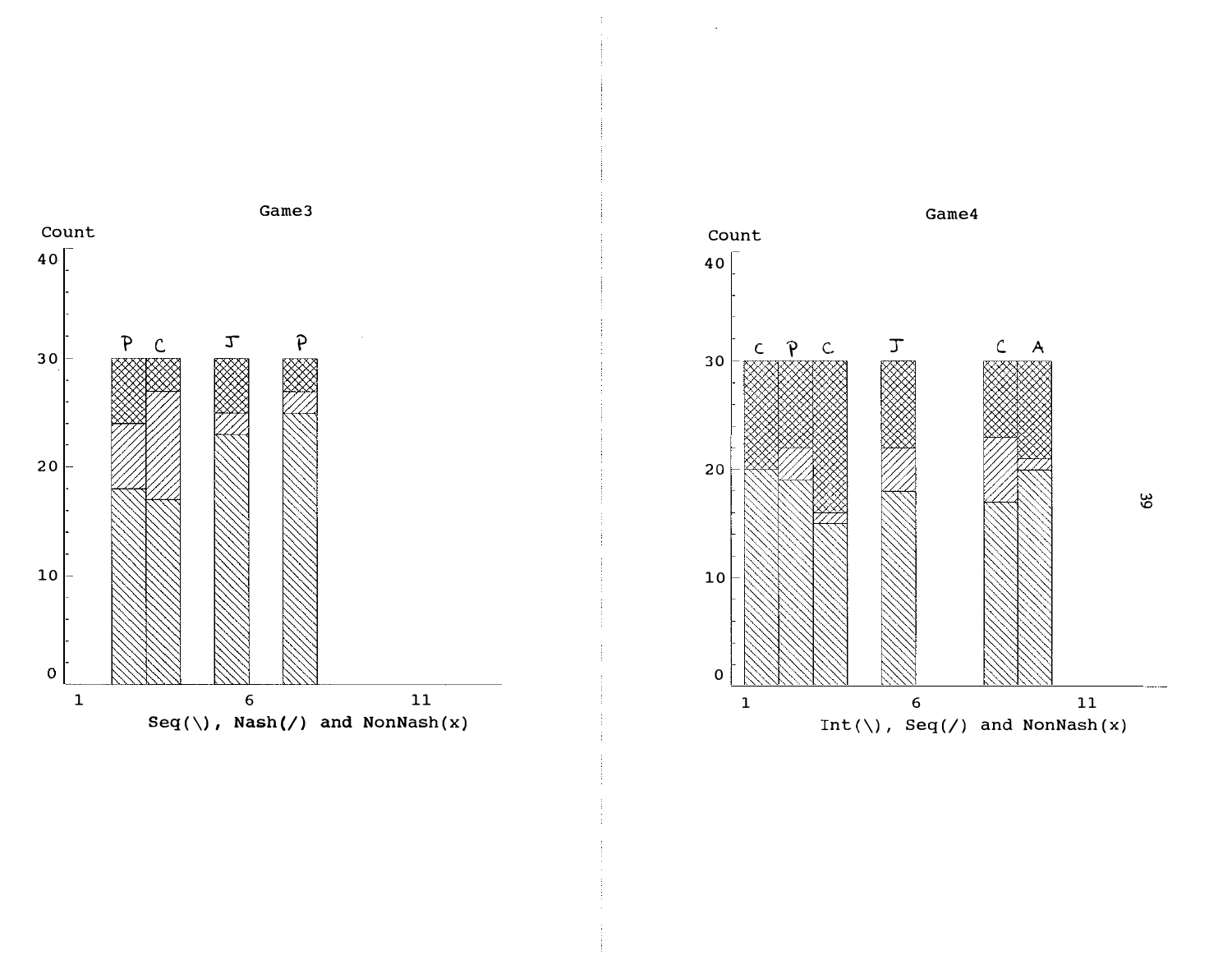Game3

Count

40

30

20

10

0

P C J P

1 6 11

Seq(\), Nash(/) and NonNash(x)

Game4

Count

40

30

20

10

0

C P C J C A

1 6 11

Int(\), Seq(/) and NonNash(x)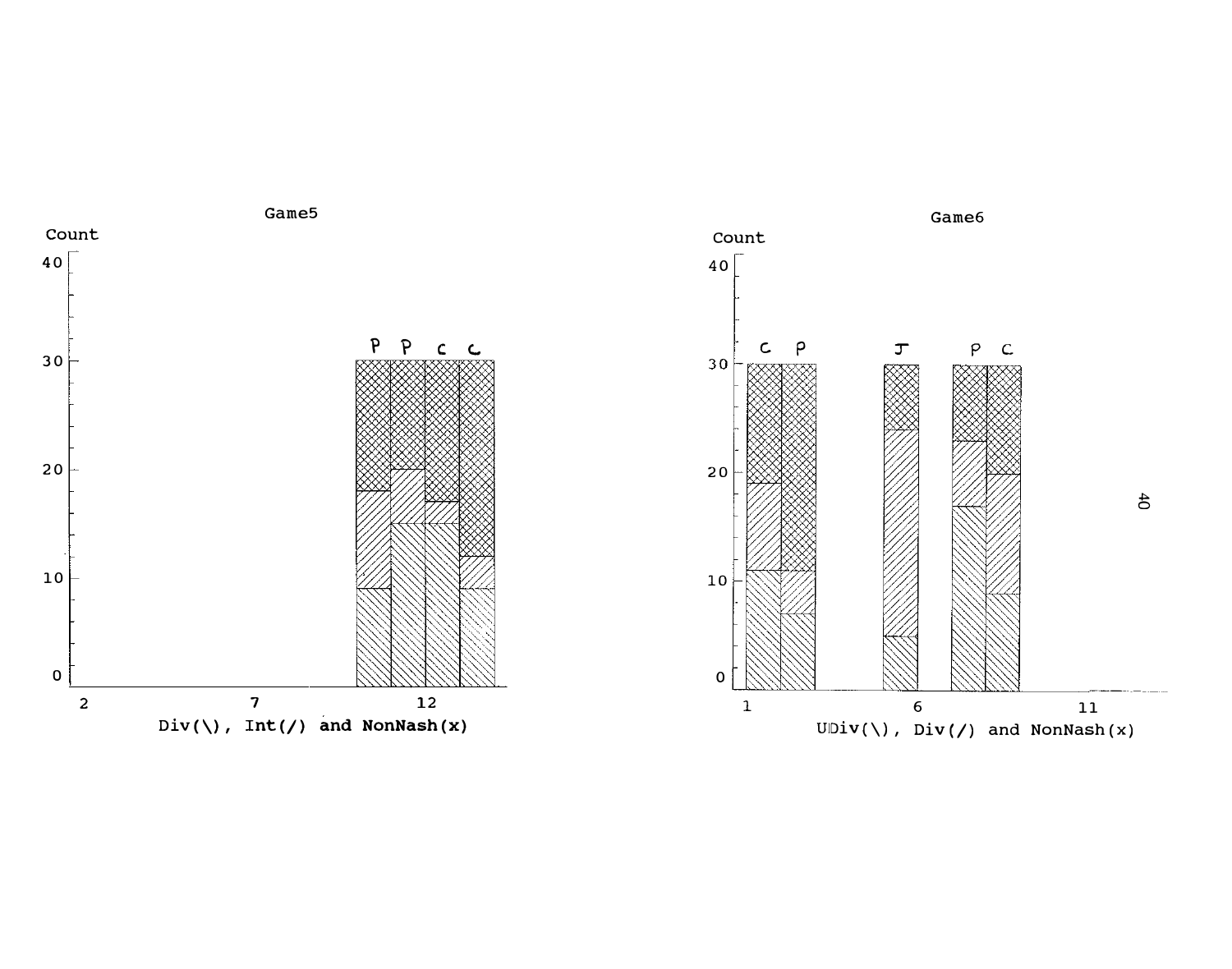Game5

Count

40

30

20

10

0

P P C C

2 7 12

Div(\), Int(/) and NonNash(x)

Game6

Count

40

30

20

10

0

C P J P C

1 6 11

UDiv(\), Div(/) and NonNash(x)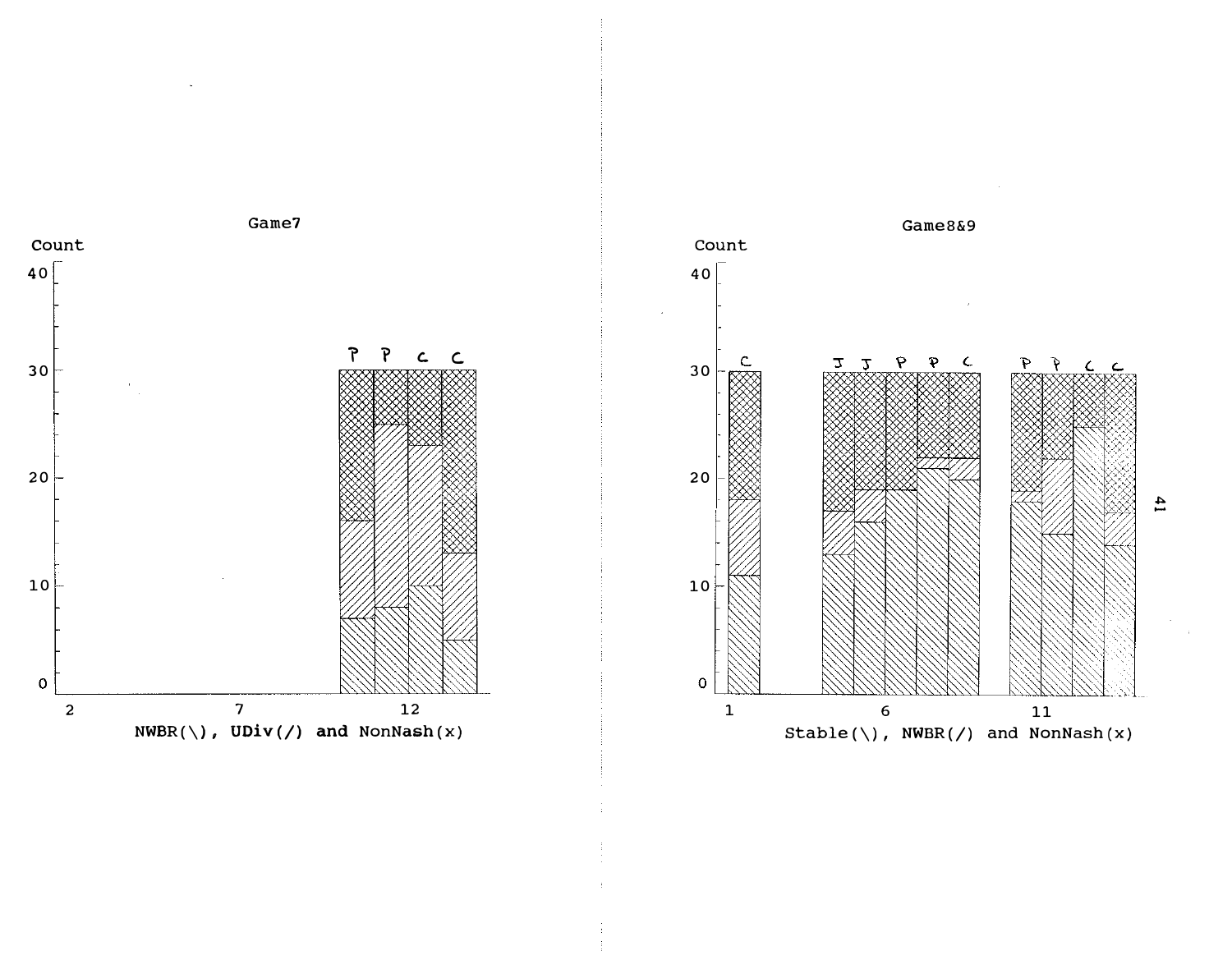Game7

Count

NWBR(\), UDiv(/) and NonNash(x)

Game8&9

Count

Stable(\), NWBR(/) and NonNash(x)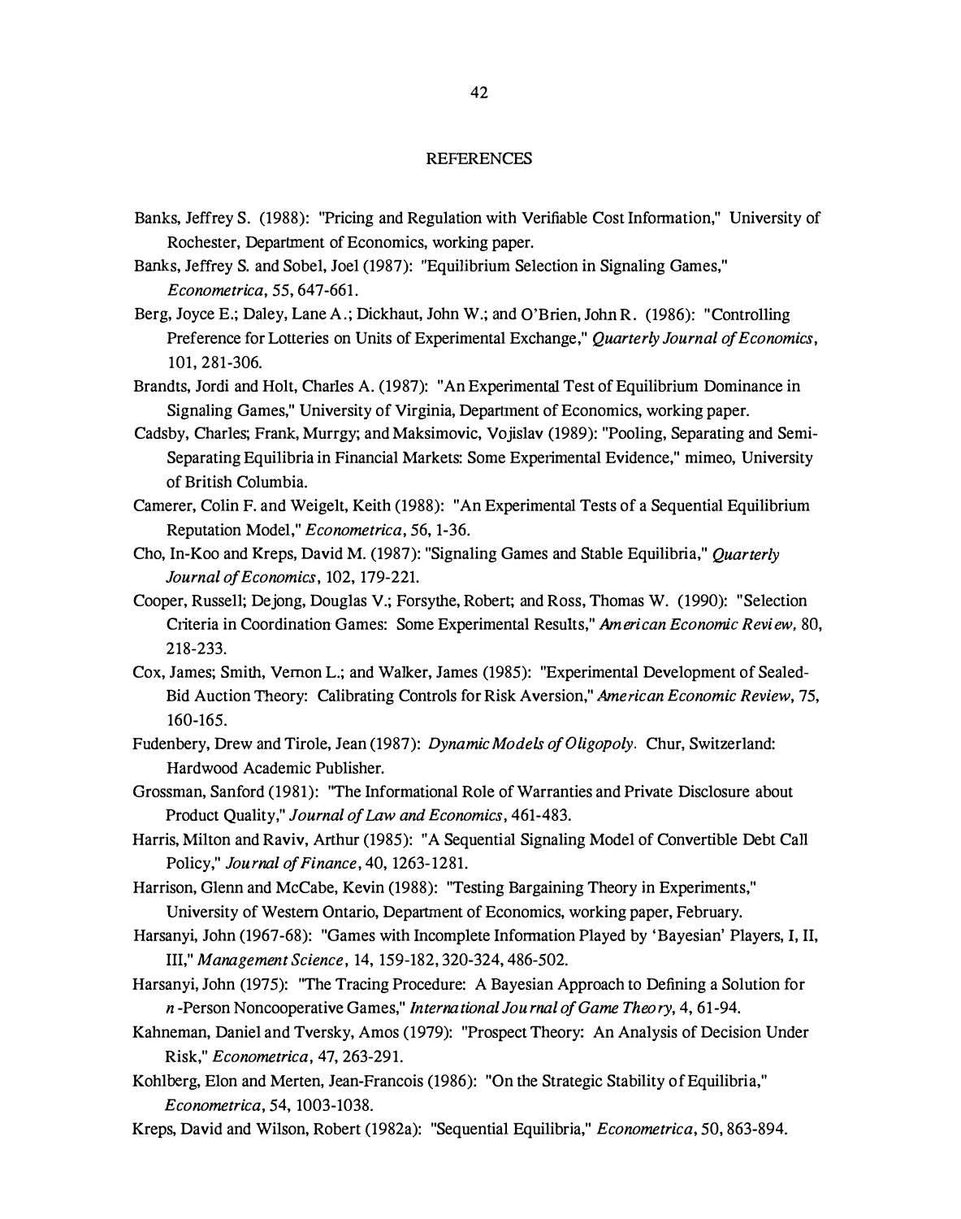## REFERENCES

Banks, Jeffrey S. (1988): "Pricing and Regulation with Verifiable Cost Information," University of Rochester, Department of Economics, working paper.

Banks, Jeffrey S. and Sobel, Joel (1987): "Equilibrium Selection in Signaling Games," *Econometrica*, 55, 647-661.

Berg, Joyce E.; Daley, Lane A.; Dickhaut, John W.; and O'Brien, John R. (1986): "Controlling Preference for Lotteries on Units of Experimental Exchange," *Quarterly Journal of Economics*, 101, 281-306.

Brandts, Jordi and Holt, Charles A. (1987): "An Experimental Test of Equilibrium Dominance in Signaling Games," University of Virginia, Department of Economics, working paper.

Cadsby, Charles; Frank, Murrgy; and Maksimovic, Vojislav (1989): "Pooling, Separating and Semi-Separating Equilibria in Financial Markets: Some Experimental Evidence," mimeo, University of British Columbia.

Camerer, Colin F. and Weigelt, Keith (1988): "An Experimental Tests of a Sequential Equilibrium Reputation Model," *Econometrica*, 56, 1-36.

Cho, In-Koo and Kreps, David M. (1987): "Signaling Games and Stable Equilibria," *Quarterly Journal of Economics*, 102, 179-221.

Cooper, Russell; Dejong, Douglas V.; Forsythe, Robert; and Ross, Thomas W. (1990): "Selection Criteria in Coordination Games: Some Experimental Results," *American Economic Review*, 80, 218-233.

Cox, James; Smith, Vernon L.; and Walker, James (1985): "Experimental Development of Sealed-Bid Auction Theory: Calibrating Controls for Risk Aversion," *American Economic Review*, 75, 160-165.

Fudenbery, Drew and Tirole, Jean (1987): *Dynamic Models of Oligopoly*. Chur, Switzerland: Hardwood Academic Publisher.

Grossman, Sanford (1981): "The Informational Role of Warranties and Private Disclosure about Product Quality," *Journal of Law and Economics*, 461-483.

Harris, Milton and Raviv, Arthur (1985): "A Sequential Signaling Model of Convertible Debt Call Policy," *Journal of Finance*, 40, 1263-1281.

Harrison, Glenn and McCabe, Kevin (1988): "Testing Bargaining Theory in Experiments," University of Western Ontario, Department of Economics, working paper, February.

Harsanyi, John (1967-68): "Games with Incomplete Information Played by 'Bayesian' Players, I, II, III," *Management Science*, 14, 159-182, 320-324, 486-502.

Harsanyi, John (1975): "The Tracing Procedure: A Bayesian Approach to Defining a Solution for *n*-Person Noncooperative Games," *International Journal of Game Theory*, 4, 61-94.

Kahneman, Daniel and Tversky, Amos (1979): "Prospect Theory: An Analysis of Decision Under Risk," *Econometrica*, 47, 263-291.

Kohlberg, Elon and Merten, Jean-Francois (1986): "On the Strategic Stability of Equilibria," *Econometrica*, 54, 1003-1038.

Kreps, David and Wilson, Robert (1982a): "Sequential Equilibria," *Econometrica*, 50, 863-894.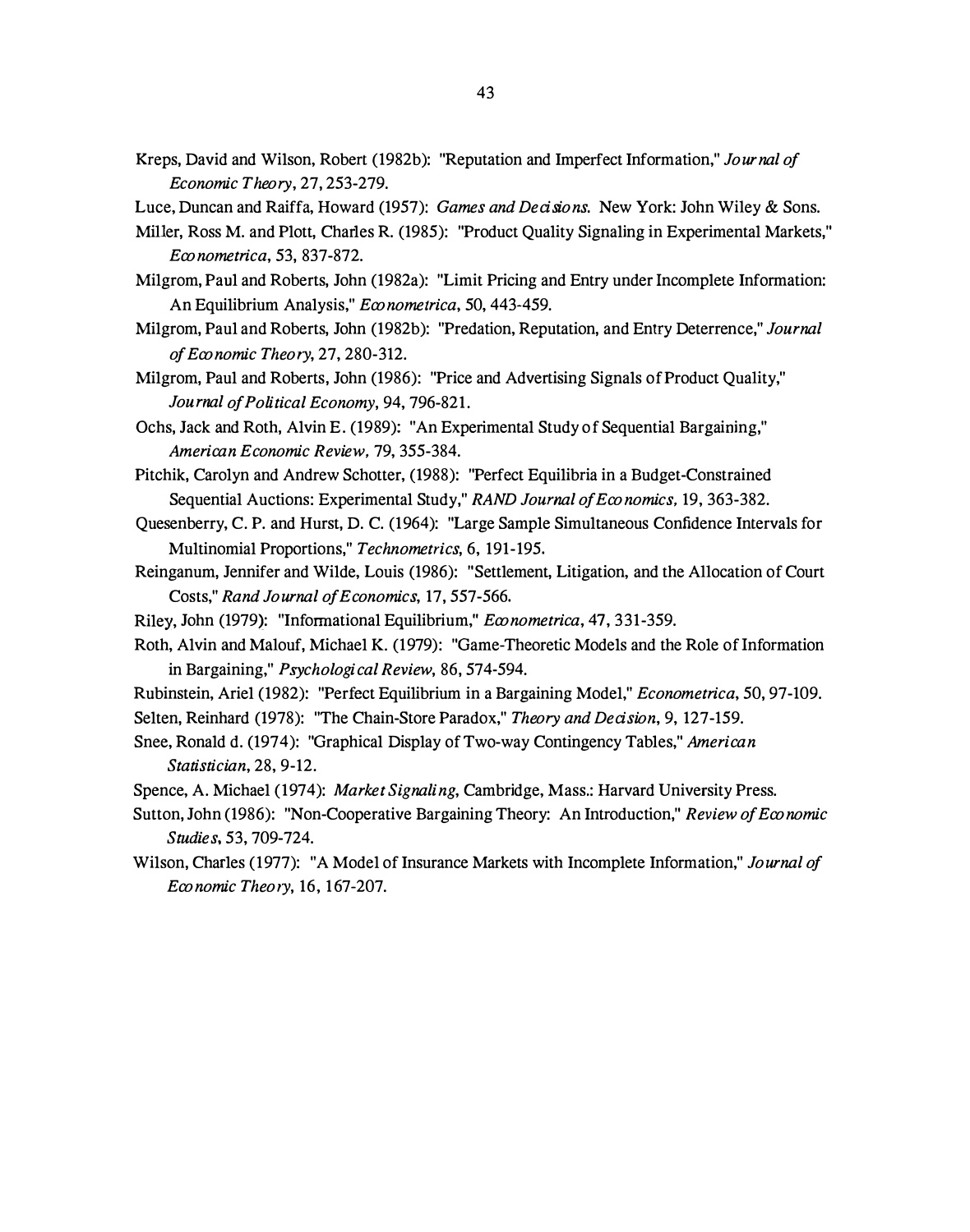Kreps, David and Wilson, Robert (1982b): "Reputation and Imperfect Information," *Journal of Economic Theory*, 27, 253-279.

Luce, Duncan and Raiffa, Howard (1957): *Games and Decisions.* New York: John Wiley & Sons.

Miller, Ross M. and Plott, Charles R. (1985): "Product Quality Signaling in Experimental Markets," *Econometrica*, 53, 837-872.

Milgrom, Paul and Roberts, John (1982a): "Limit Pricing and Entry under Incomplete Information: An Equilibrium Analysis," *Econometrica*, 50, 443-459.

Milgrom, Paul and Roberts, John (1982b): "Predation, Reputation, and Entry Deterrence," *Journal of Economic Theory*, 27, 280-312.

Milgrom, Paul and Roberts, John (1986): "Price and Advertising Signals of Product Quality," *Journal of Political Economy*, 94, 796-821.

Ochs, Jack and Roth, Alvin E. (1989): "An Experimental Study of Sequential Bargaining," *American Economic Review*, 79, 355-384.

Pitchik, Carolyn and Andrew Schotter, (1988): "Perfect Equilibria in a Budget-Constrained Sequential Auctions: Experimental Study," *RAND Journal of Economics*, 19, 363-382.

Quesenberry, C. P. and Hurst, D. C. (1964): "Large Sample Simultaneous Confidence Intervals for Multinomial Proportions," *Technometrics*, 6, 191-195.

Reinganum, Jennifer and Wilde, Louis (1986): "Settlement, Litigation, and the Allocation of Court Costs," *Rand Journal of Economics*, 17, 557-566.

Riley, John (1979): "Informational Equilibrium," *Econometrica*, 47, 331-359.

Roth, Alvin and Malouf, Michael K. (1979): "Game-Theoretic Models and the Role of Information in Bargaining," *Psychological Review*, 86, 574-594.

Rubinstein, Ariel (1982): "Perfect Equilibrium in a Bargaining Model," *Econometrica*, 50, 97-109.

Selten, Reinhard (1978): "The Chain-Store Paradox," *Theory and Decision*, 9, 127-159.

Snee, Ronald d. (1974): "Graphical Display of Two-way Contingency Tables," *American Statistician*, 28, 9-12.

Spence, A. Michael (1974): *Market Signaling*, Cambridge, Mass.: Harvard University Press.

Sutton, John (1986): "Non-Cooperative Bargaining Theory: An Introduction," *Review of Economic Studies*, 53, 709-724.

Wilson, Charles (1977): "A Model of Insurance Markets with Incomplete Information," *Journal of Economic Theory*, 16, 167-207.